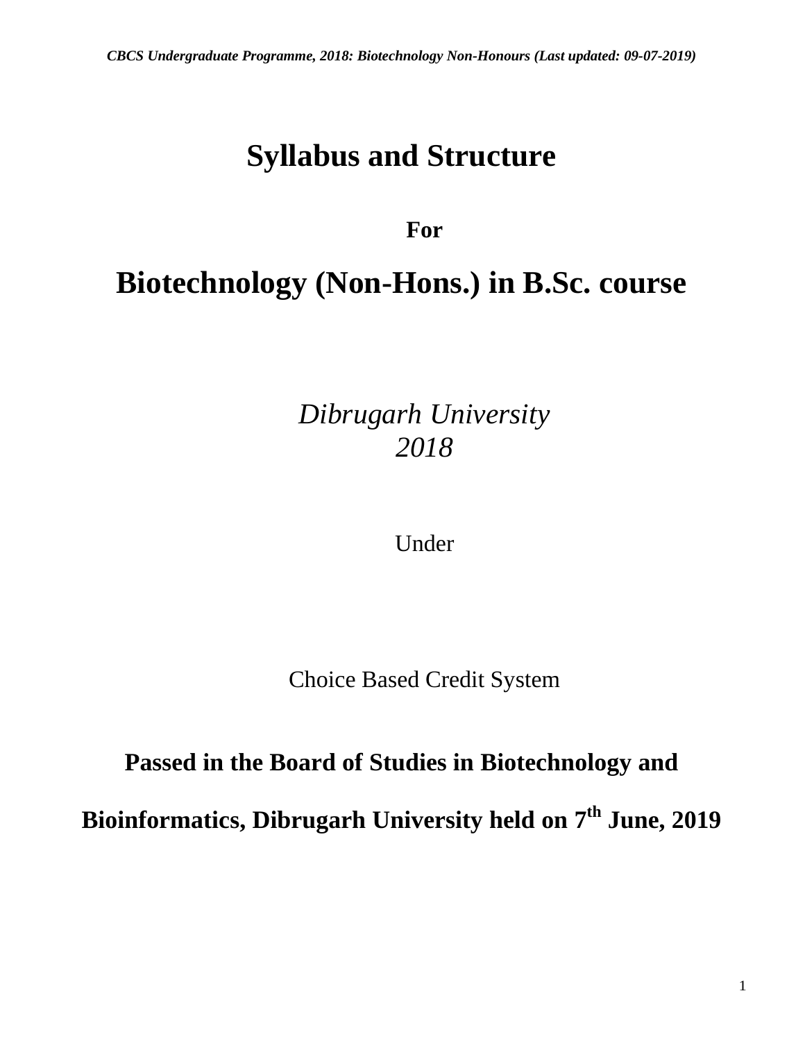# Syllabus and Structure

**For**

# Biotechnology (Non-Hons.) in B.Sc. course

*Dibrugarh University*
*2018*

Under

Choice Based Credit System

**Passed in the Board of Studies in Biotechnology and Bioinformatics, Dibrugarh University held on 7th June, 2019**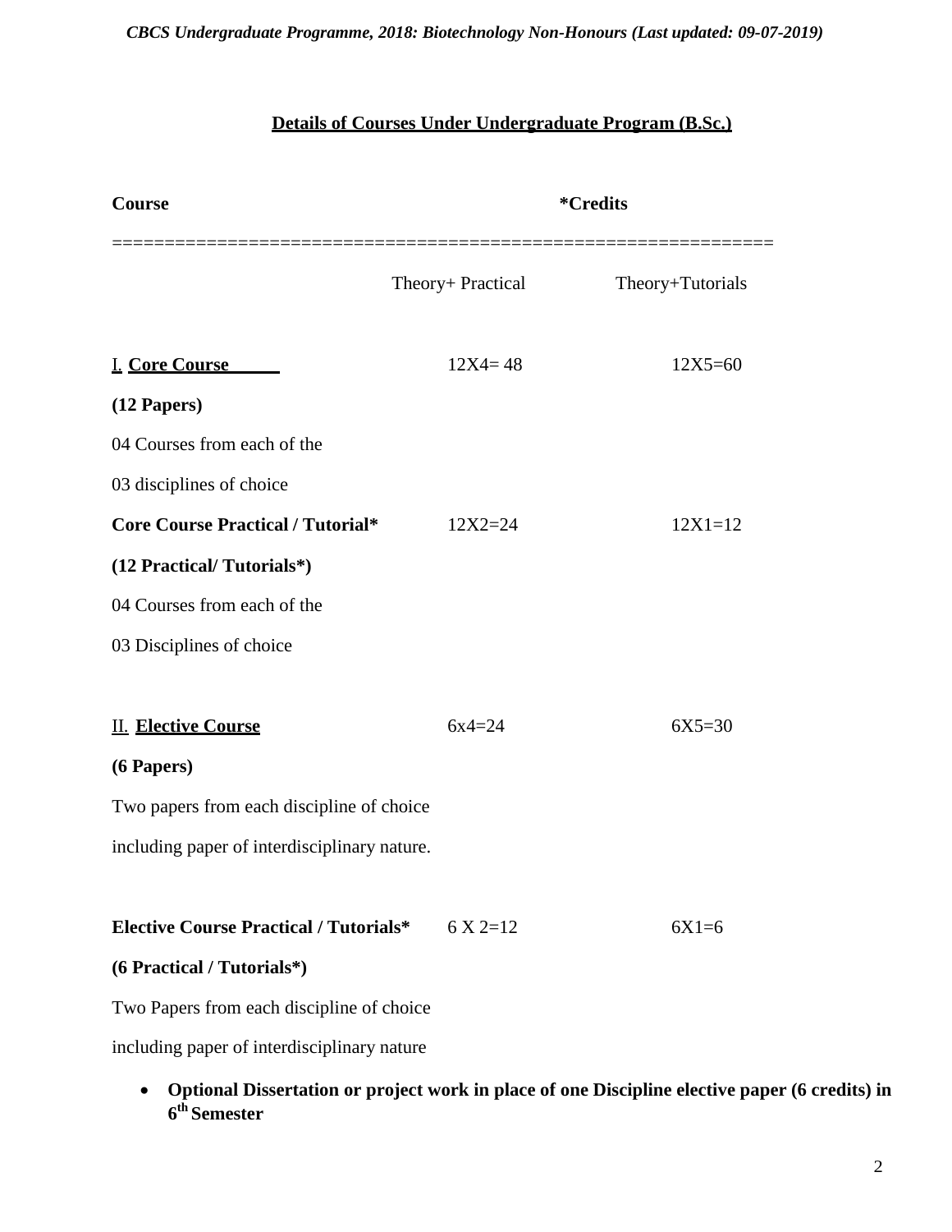## **Details of Courses Under Undergraduate Program (B.Sc.)**

| **Course** | ***Credits** | |
|---|---|---|
| | Theory+ Practical | Theory+Tutorials |
| I. **Core Course**<br>**(12 Papers)**<br>04 Courses from each of the<br>03 disciplines of choice | 12X4= 48 | 12X5=60 |
| **Core Course Practical / Tutorial***<br>**(12 Practical/ Tutorials*)**<br>04 Courses from each of the<br>03 Disciplines of choice | 12X2=24 | 12X1=12 |
| II. **Elective Course**<br>**(6 Papers)**<br>Two papers from each discipline of choice<br>including paper of interdisciplinary nature. | 6x4=24 | 6X5=30 |
| **Elective Course Practical / Tutorials***<br>**(6 Practical / Tutorials*)**<br>Two Papers from each discipline of choice<br>including paper of interdisciplinary nature | 6 X 2=12 | 6X1=6 |

- **Optional Dissertation or project work in place of one Discipline elective paper (6 credits) in 6th Semester**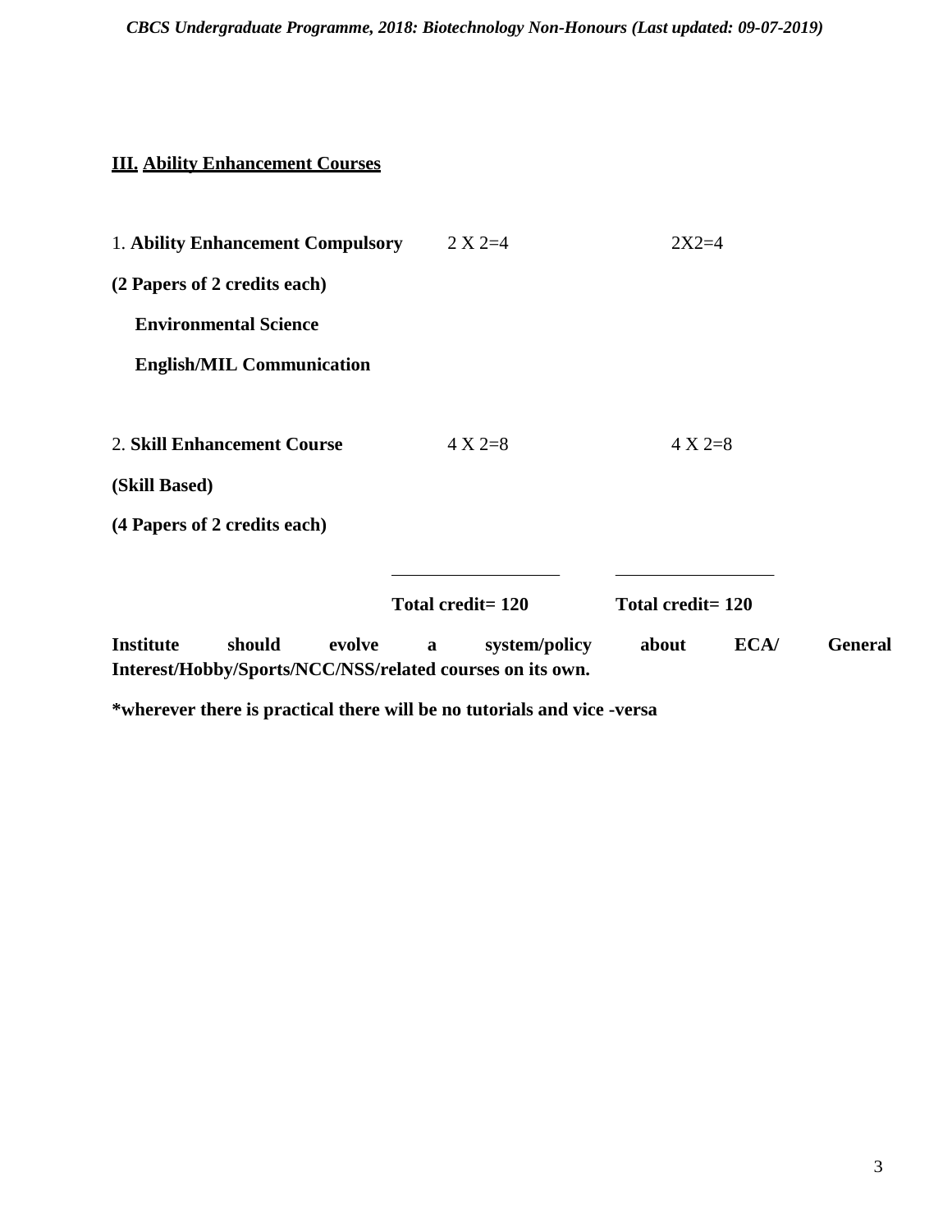**III. Ability Enhancement Courses**

| | | |
|---|---|---|
| 1. **Ability Enhancement Compulsory** | 2 X 2=4 | 2X2=4 |
| **(2 Papers of 2 credits each)** | | |
| **Environmental Science** | | |
| **English/MIL Communication** | | |
| 2. **Skill Enhancement Course** | 4 X 2=8 | 4 X 2=8 |
| **(Skill Based)** | | |
| **(4 Papers of 2 credits each)** | | |
| | **Total credit= 120** | **Total credit= 120** |

**Institute should evolve a system/policy about ECA/ General Interest/Hobby/Sports/NCC/NSS/related courses on its own.**

**\*wherever there is practical there will be no tutorials and vice -versa**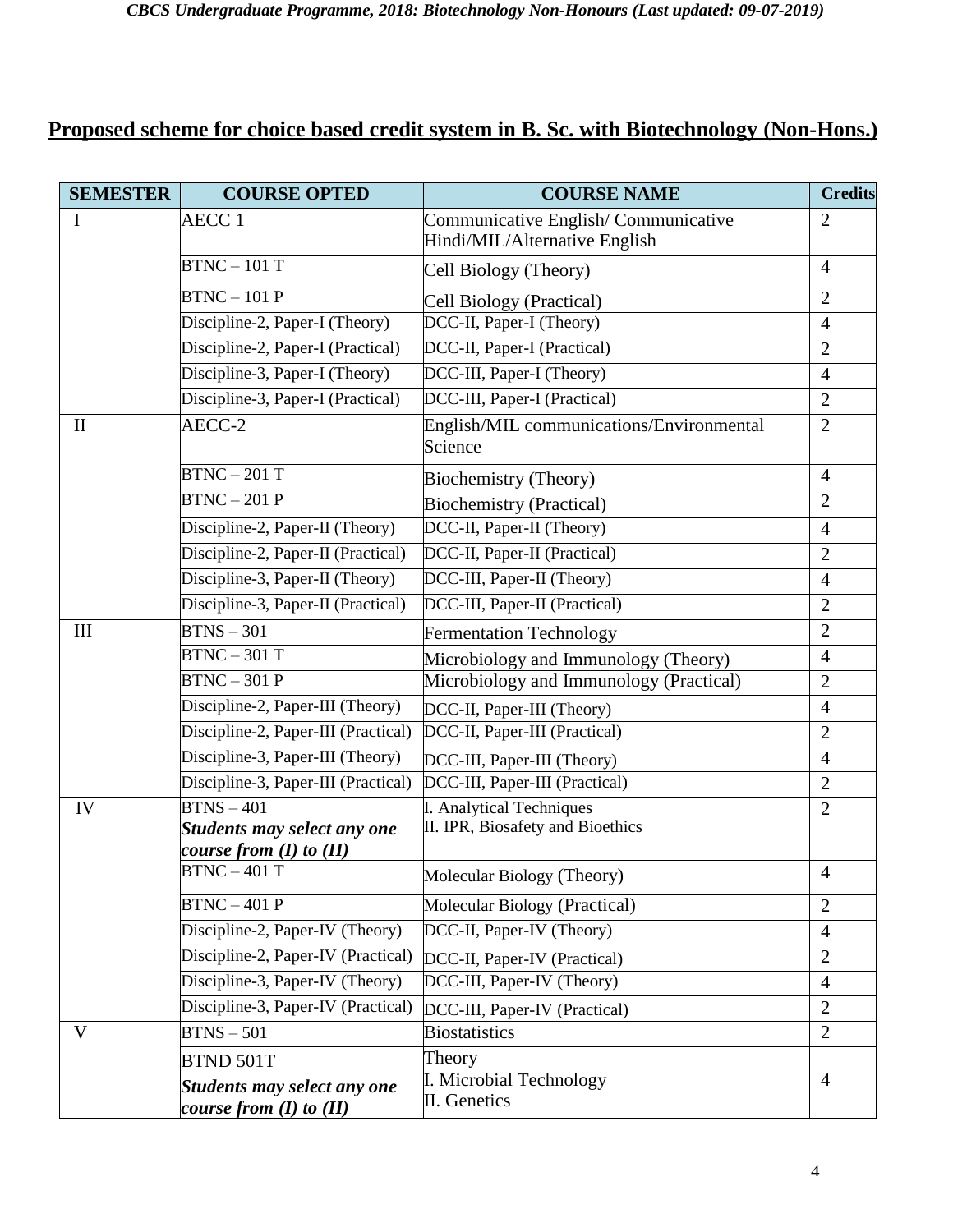## Proposed scheme for choice based credit system in B. Sc. with Biotechnology (Non-Hons.)

| SEMESTER | COURSE OPTED | COURSE NAME | Credits |
|---|---|---|---|
| I | AECC 1 | Communicative English/ Communicative Hindi/MIL/Alternative English | 2 |
| | BTNC – 101 T | Cell Biology (Theory) | 4 |
| | BTNC – 101 P | Cell Biology (Practical) | 2 |
| | Discipline-2, Paper-I (Theory) | DCC-II, Paper-I (Theory) | 4 |
| | Discipline-2, Paper-I (Practical) | DCC-II, Paper-I (Practical) | 2 |
| | Discipline-3, Paper-I (Theory) | DCC-III, Paper-I (Theory) | 4 |
| | Discipline-3, Paper-I (Practical) | DCC-III, Paper-I (Practical) | 2 |
| II | AECC-2 | English/MIL communications/Environmental Science | 2 |
| | BTNC – 201 T | Biochemistry (Theory) | 4 |
| | BTNC – 201 P | Biochemistry (Practical) | 2 |
| | Discipline-2, Paper-II (Theory) | DCC-II, Paper-II (Theory) | 4 |
| | Discipline-2, Paper-II (Practical) | DCC-II, Paper-II (Practical) | 2 |
| | Discipline-3, Paper-II (Theory) | DCC-III, Paper-II (Theory) | 4 |
| | Discipline-3, Paper-II (Practical) | DCC-III, Paper-II (Practical) | 2 |
| III | BTNS – 301 | Fermentation Technology | 2 |
| | BTNC – 301 T | Microbiology and Immunology (Theory) | 4 |
| | BTNC – 301 P | Microbiology and Immunology (Practical) | 2 |
| | Discipline-2, Paper-III (Theory) | DCC-II, Paper-III (Theory) | 4 |
| | Discipline-2, Paper-III (Practical) | DCC-II, Paper-III (Practical) | 2 |
| | Discipline-3, Paper-III (Theory) | DCC-III, Paper-III (Theory) | 4 |
| | Discipline-3, Paper-III (Practical) | DCC-III, Paper-III (Practical) | 2 |
| IV | BTNS – 401 ***Students may select any one course from (I) to (II)*** | I. Analytical Techniques<br>II. IPR, Biosafety and Bioethics | 2 |
| | BTNC – 401 T | Molecular Biology (Theory) | 4 |
| | BTNC – 401 P | Molecular Biology (Practical) | 2 |
| | Discipline-2, Paper-IV (Theory) | DCC-II, Paper-IV (Theory) | 4 |
| | Discipline-2, Paper-IV (Practical) | DCC-II, Paper-IV (Practical) | 2 |
| | Discipline-3, Paper-IV (Theory) | DCC-III, Paper-IV (Theory) | 4 |
| | Discipline-3, Paper-IV (Practical) | DCC-III, Paper-IV (Practical) | 2 |
| V | BTNS – 501 | Biostatistics | 2 |
| | BTND 501T ***Students may select any one course from (I) to (II)*** | Theory<br>I. Microbial Technology<br>II. Genetics | 4 |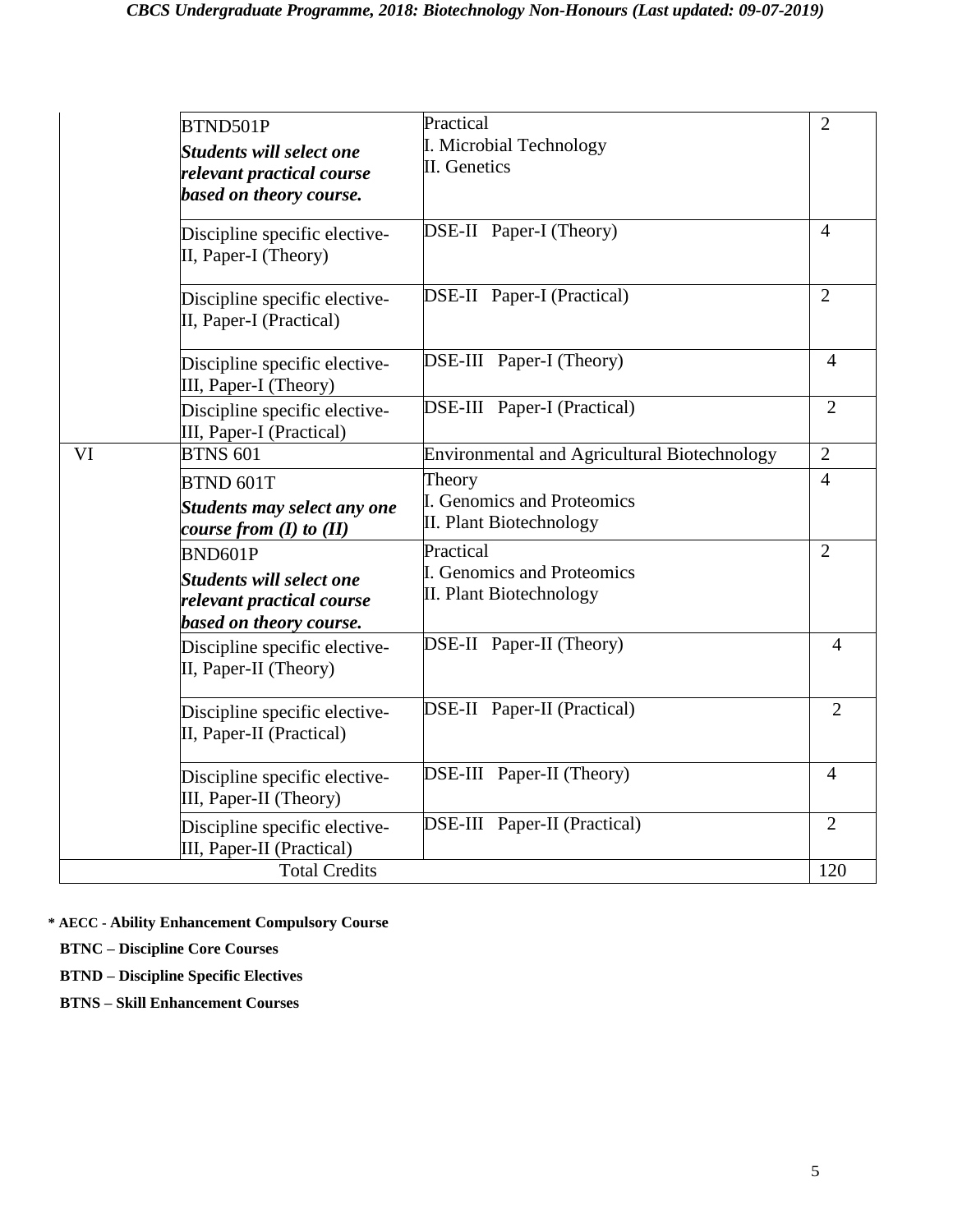| | | | |
|---|---|---|---|
| | BTND501P *Students will select one relevant practical course based on theory course.* | Practical I. Microbial Technology II. Genetics | 2 |
| | Discipline specific elective-II, Paper-I (Theory) | DSE-II Paper-I (Theory) | 4 |
| | Discipline specific elective-II, Paper-I (Practical) | DSE-II Paper-I (Practical) | 2 |
| | Discipline specific elective-III, Paper-I (Theory) | DSE-III Paper-I (Theory) | 4 |
| | Discipline specific elective-III, Paper-I (Practical) | DSE-III Paper-I (Practical) | 2 |
| VI | BTNS 601 | Environmental and Agricultural Biotechnology | 2 |
| | BTND 601T *Students may select any one course from (I) to (II)* | Theory I. Genomics and Proteomics II. Plant Biotechnology | 4 |
| | BND601P *Students will select one relevant practical course based on theory course.* | Practical I. Genomics and Proteomics II. Plant Biotechnology | 2 |
| | Discipline specific elective-II, Paper-II (Theory) | DSE-II Paper-II (Theory) | 4 |
| | Discipline specific elective-II, Paper-II (Practical) | DSE-II Paper-II (Practical) | 2 |
| | Discipline specific elective-III, Paper-II (Theory) | DSE-III Paper-II (Theory) | 4 |
| | Discipline specific elective-III, Paper-II (Practical) | DSE-III Paper-II (Practical) | 2 |
| Total Credits | | | 120 |

**\* AECC - Ability Enhancement Compulsory Course**

**BTNC – Discipline Core Courses**

**BTND – Discipline Specific Electives**

**BTNS – Skill Enhancement Courses**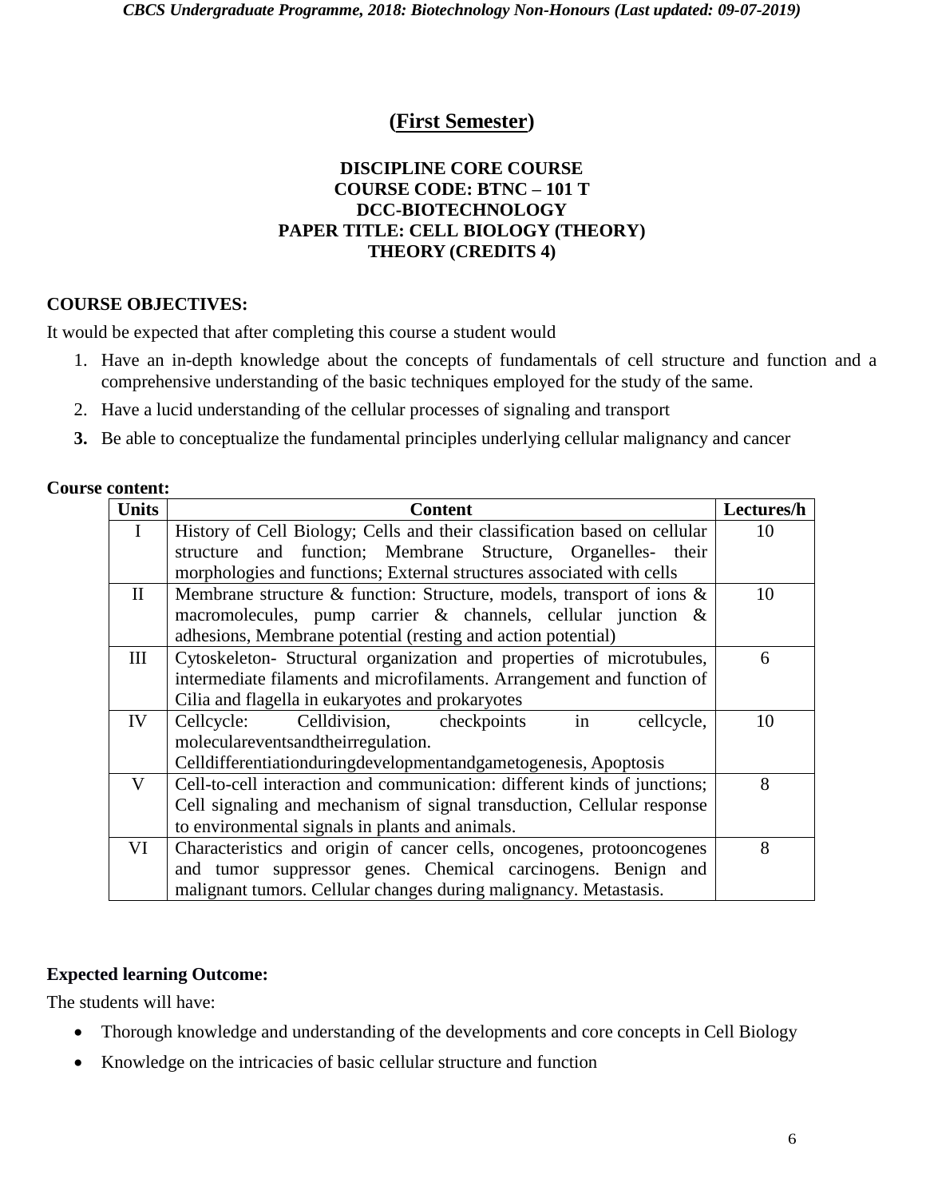## (First Semester)

**DISCIPLINE CORE COURSE**
**COURSE CODE: BTNC – 101 T**
**DCC-BIOTECHNOLOGY**
**PAPER TITLE: CELL BIOLOGY (THEORY)**
**THEORY (CREDITS 4)**

**COURSE OBJECTIVES:**

It would be expected that after completing this course a student would

1. Have an in-depth knowledge about the concepts of fundamentals of cell structure and function and a comprehensive understanding of the basic techniques employed for the study of the same.
2. Have a lucid understanding of the cellular processes of signaling and transport
3. Be able to conceptualize the fundamental principles underlying cellular malignancy and cancer

**Course content:**

| Units | Content | Lectures/h |
|---|---|---|
| I | History of Cell Biology; Cells and their classification based on cellular structure and function; Membrane Structure, Organelles- their morphologies and functions; External structures associated with cells | 10 |
| II | Membrane structure & function: Structure, models, transport of ions & macromolecules, pump carrier & channels, cellular junction & adhesions, Membrane potential (resting and action potential) | 10 |
| III | Cytoskeleton- Structural organization and properties of microtubules, intermediate filaments and microfilaments. Arrangement and function of Cilia and flagella in eukaryotes and prokaryotes | 6 |
| IV | Cellcycle: Celldivision, checkpoints in cellcycle, moleculareventsandtheirregulation. Celldifferentiationduringdevelopmentandgametogenesis, Apoptosis | 10 |
| V | Cell-to-cell interaction and communication: different kinds of junctions; Cell signaling and mechanism of signal transduction, Cellular response to environmental signals in plants and animals. | 8 |
| VI | Characteristics and origin of cancer cells, oncogenes, protooncogenes and tumor suppressor genes. Chemical carcinogens. Benign and malignant tumors. Cellular changes during malignancy. Metastasis. | 8 |

**Expected learning Outcome:**

The students will have:

- Thorough knowledge and understanding of the developments and core concepts in Cell Biology
- Knowledge on the intricacies of basic cellular structure and function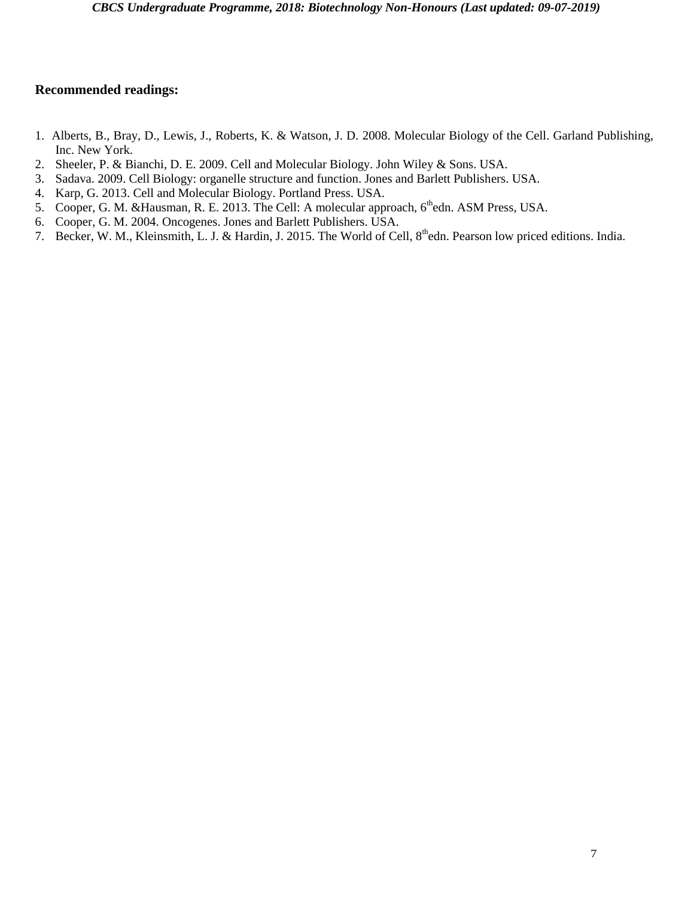**Recommended readings:**

1. Alberts, B., Bray, D., Lewis, J., Roberts, K. & Watson, J. D. 2008. Molecular Biology of the Cell. Garland Publishing, Inc. New York.
2. Sheeler, P. & Bianchi, D. E. 2009. Cell and Molecular Biology. John Wiley & Sons. USA.
3. Sadava. 2009. Cell Biology: organelle structure and function. Jones and Barlett Publishers. USA.
4. Karp, G. 2013. Cell and Molecular Biology. Portland Press. USA.
5. Cooper, G. M. &Hausman, R. E. 2013. The Cell: A molecular approach, 6th edn. ASM Press, USA.
6. Cooper, G. M. 2004. Oncogenes. Jones and Barlett Publishers. USA.
7. Becker, W. M., Kleinsmith, L. J. & Hardin, J. 2015. The World of Cell, 8th edn. Pearson low priced editions. India.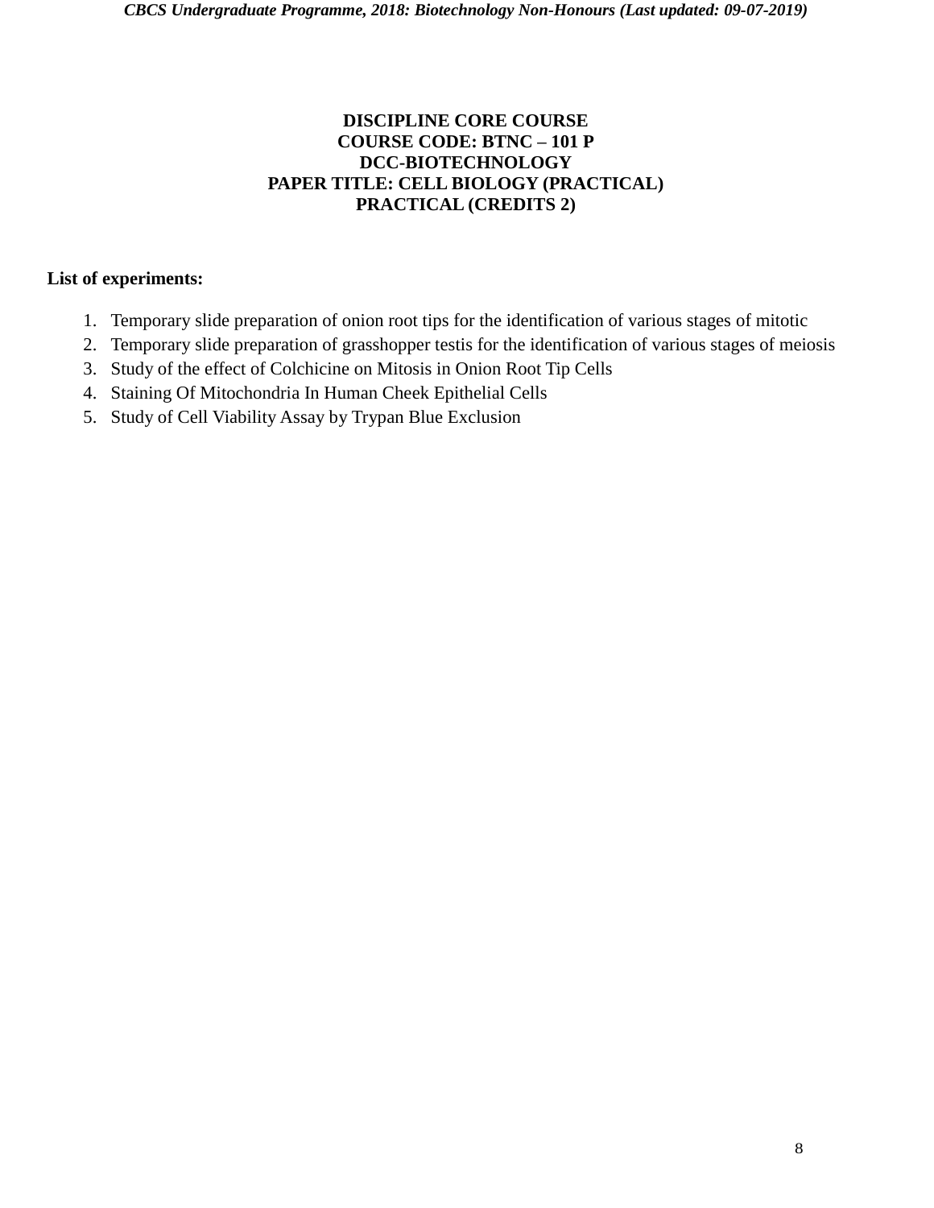**DISCIPLINE CORE COURSE**
**COURSE CODE: BTNC – 101 P**
**DCC-BIOTECHNOLOGY**
**PAPER TITLE: CELL BIOLOGY (PRACTICAL)**
**PRACTICAL (CREDITS 2)**

**List of experiments:**

1. Temporary slide preparation of onion root tips for the identification of various stages of mitotic
2. Temporary slide preparation of grasshopper testis for the identification of various stages of meiosis
3. Study of the effect of Colchicine on Mitosis in Onion Root Tip Cells
4. Staining Of Mitochondria In Human Cheek Epithelial Cells
5. Study of Cell Viability Assay by Trypan Blue Exclusion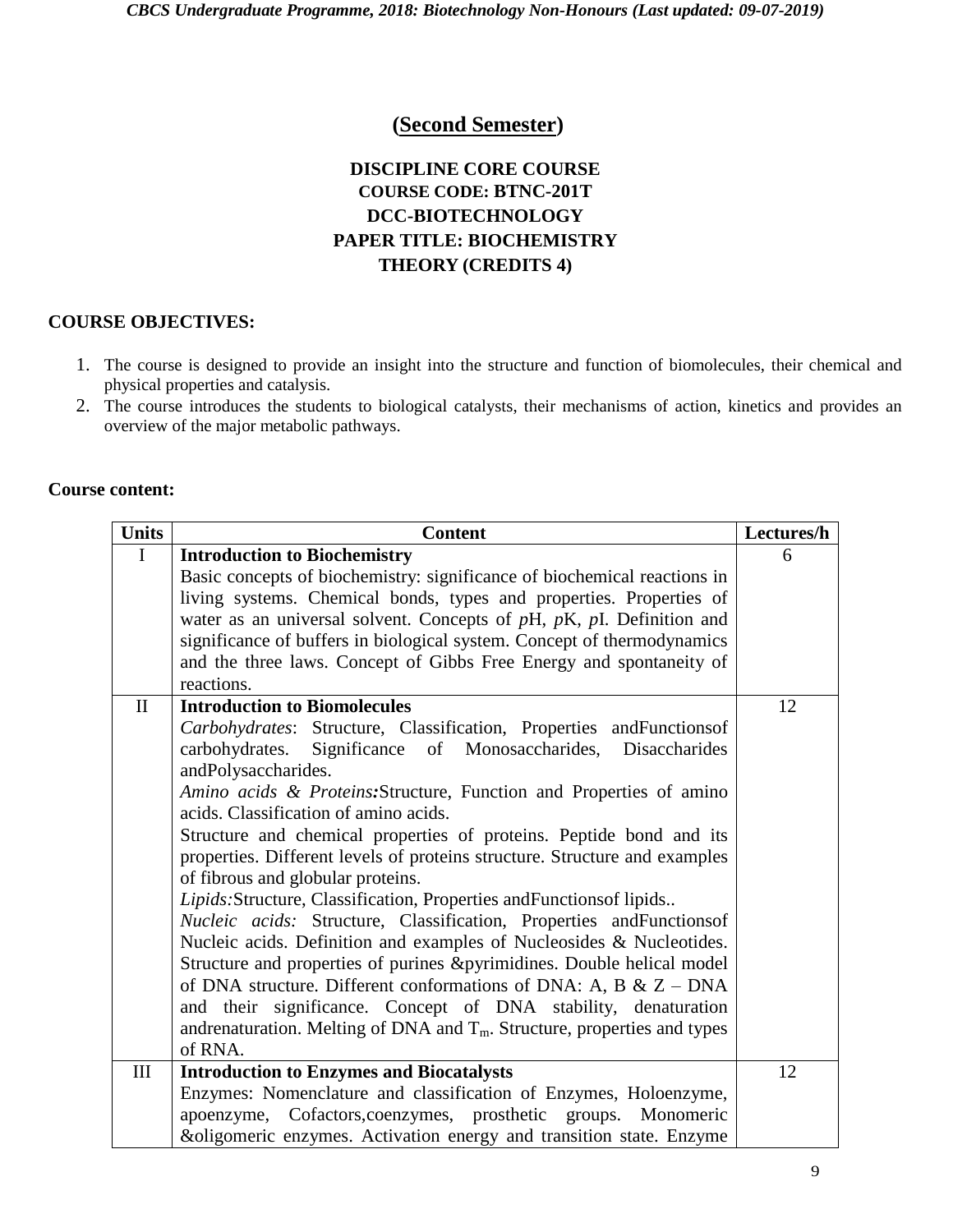## (Second Semester)

### DISCIPLINE CORE COURSE
### COURSE CODE: BTNC-201T
### DCC-BIOTECHNOLOGY
### PAPER TITLE: BIOCHEMISTRY
### THEORY (CREDITS 4)

**COURSE OBJECTIVES:**

1. The course is designed to provide an insight into the structure and function of biomolecules, their chemical and physical properties and catalysis.
2. The course introduces the students to biological catalysts, their mechanisms of action, kinetics and provides an overview of the major metabolic pathways.

**Course content:**

| Units | Content | Lectures/h |
|---|---|---|
| I | **Introduction to Biochemistry**<br>Basic concepts of biochemistry: significance of biochemical reactions in living systems. Chemical bonds, types and properties. Properties of water as an universal solvent. Concepts of *p*H, *p*K, *p*I. Definition and significance of buffers in biological system. Concept of thermodynamics and the three laws. Concept of Gibbs Free Energy and spontaneity of reactions. | 6 |
| II | **Introduction to Biomolecules**<br>*Carbohydrates*: Structure, Classification, Properties andFunctionsof carbohydrates. Significance of Monosaccharides, Disaccharides andPolysaccharides.<br>*Amino acids & Proteins:*Structure, Function and Properties of amino acids. Classification of amino acids.<br>Structure and chemical properties of proteins. Peptide bond and its properties. Different levels of proteins structure. Structure and examples of fibrous and globular proteins.<br>*Lipids:*Structure, Classification, Properties andFunctionsof lipids..<br>*Nucleic acids:* Structure, Classification, Properties andFunctionsof Nucleic acids. Definition and examples of Nucleosides & Nucleotides. Structure and properties of purines &pyrimidines. Double helical model of DNA structure. Different conformations of DNA: A, B & Z – DNA and their significance. Concept of DNA stability, denaturation andrenaturation. Melting of DNA and $T_m$. Structure, properties and types of RNA. | 12 |
| III | **Introduction to Enzymes and Biocatalysts**<br>Enzymes: Nomenclature and classification of Enzymes, Holoenzyme, apoenzyme, Cofactors,coenzymes, prosthetic groups. Monomeric &oligomeric enzymes. Activation energy and transition state. Enzyme | 12 |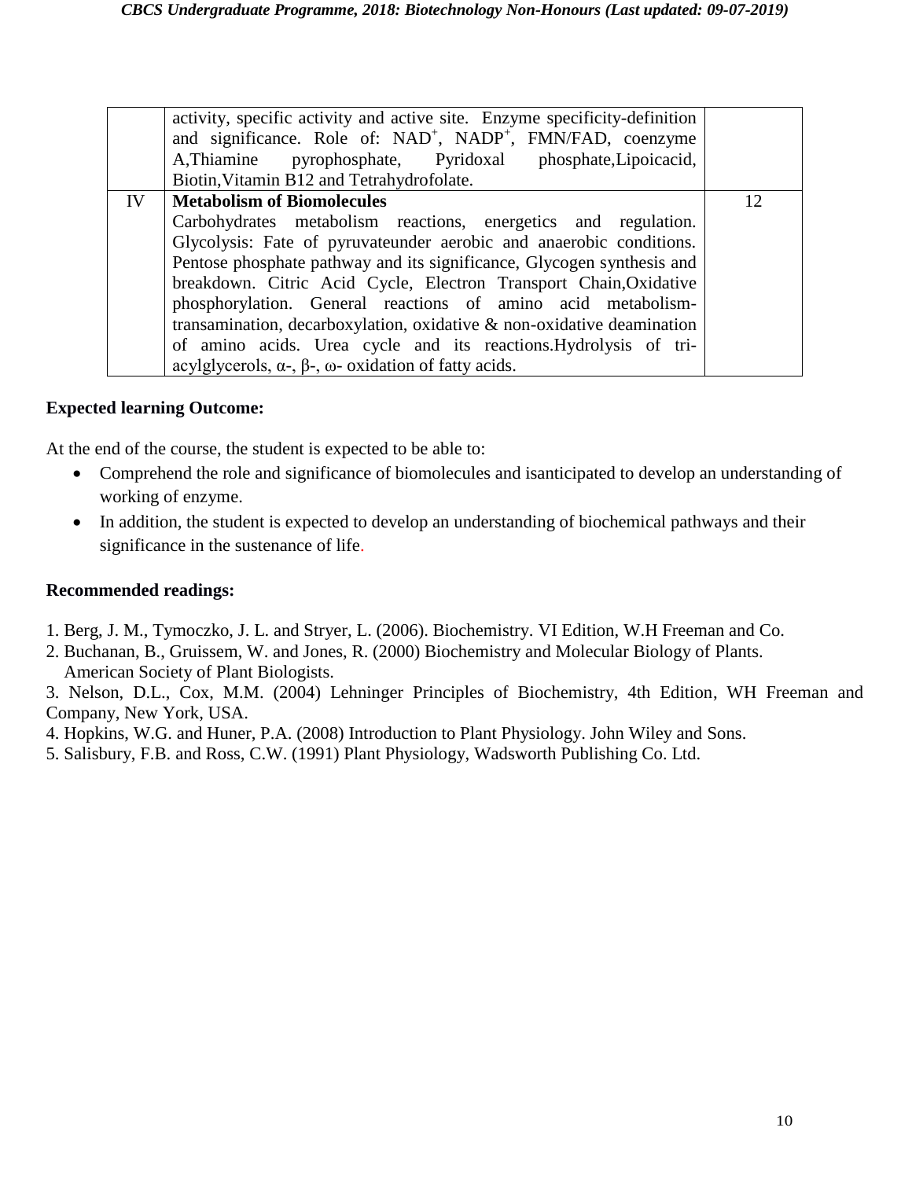| | | |
|---|---|---|
| | activity, specific activity and active site. Enzyme specificity-definition and significance. Role of: $NAD^+$, $NADP^+$, FMN/FAD, coenzyme A,Thiamine pyrophosphate, Pyridoxal phosphate,Lipoicacid, Biotin,Vitamin B12 and Tetrahydrofolate. | |
| IV | **Metabolism of Biomolecules**<br>Carbohydrates metabolism reactions, energetics and regulation. Glycolysis: Fate of pyruvateunder aerobic and anaerobic conditions. Pentose phosphate pathway and its significance, Glycogen synthesis and breakdown. Citric Acid Cycle, Electron Transport Chain,Oxidative phosphorylation. General reactions of amino acid metabolism-transamination, decarboxylation, oxidative & non-oxidative deamination of amino acids. Urea cycle and its reactions.Hydrolysis of tri-acylglycerols, α-, β-, ω- oxidation of fatty acids. | 12 |

**Expected learning Outcome:**

At the end of the course, the student is expected to be able to:

- Comprehend the role and significance of biomolecules and isanticipated to develop an understanding of working of enzyme.
- In addition, the student is expected to develop an understanding of biochemical pathways and their significance in the sustenance of life.

**Recommended readings:**

1. Berg, J. M., Tymoczko, J. L. and Stryer, L. (2006). Biochemistry. VI Edition, W.H Freeman and Co.
2. Buchanan, B., Gruissem, W. and Jones, R. (2000) Biochemistry and Molecular Biology of Plants. American Society of Plant Biologists.
3. Nelson, D.L., Cox, M.M. (2004) Lehninger Principles of Biochemistry, 4th Edition, WH Freeman and Company, New York, USA.
4. Hopkins, W.G. and Huner, P.A. (2008) Introduction to Plant Physiology. John Wiley and Sons.
5. Salisbury, F.B. and Ross, C.W. (1991) Plant Physiology, Wadsworth Publishing Co. Ltd.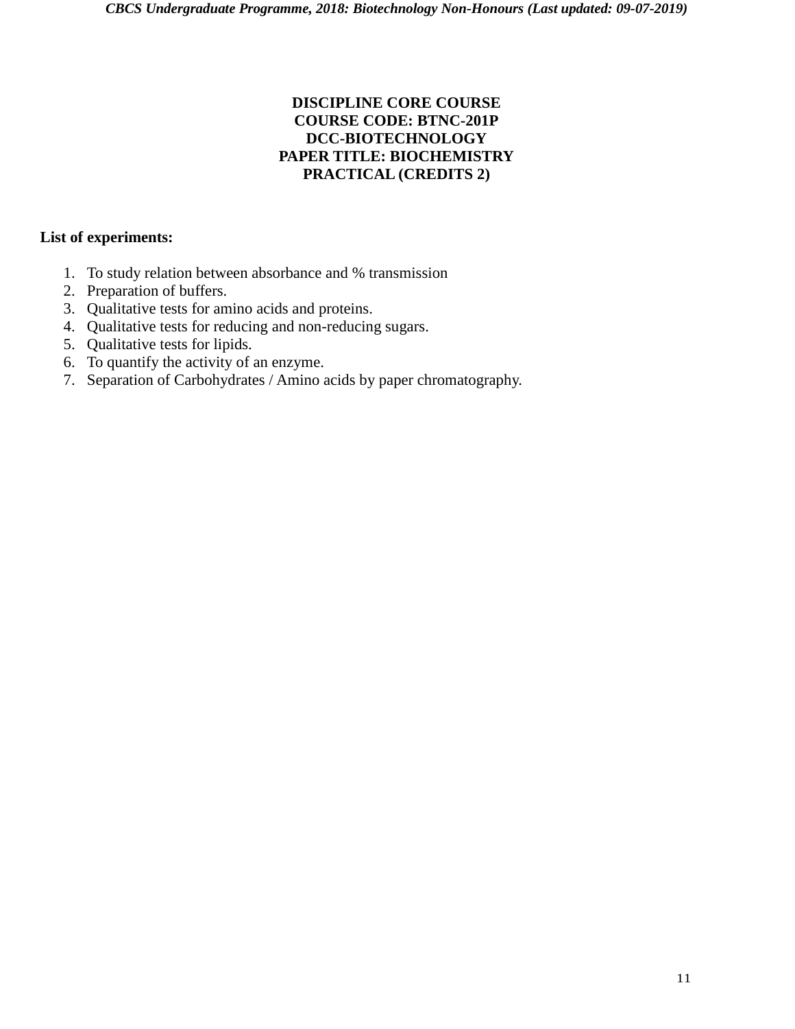**DISCIPLINE CORE COURSE**
**COURSE CODE: BTNC-201P**
**DCC-BIOTECHNOLOGY**
**PAPER TITLE: BIOCHEMISTRY**
**PRACTICAL (CREDITS 2)**

**List of experiments:**

1. To study relation between absorbance and % transmission
2. Preparation of buffers.
3. Qualitative tests for amino acids and proteins.
4. Qualitative tests for reducing and non-reducing sugars.
5. Qualitative tests for lipids.
6. To quantify the activity of an enzyme.
7. Separation of Carbohydrates / Amino acids by paper chromatography.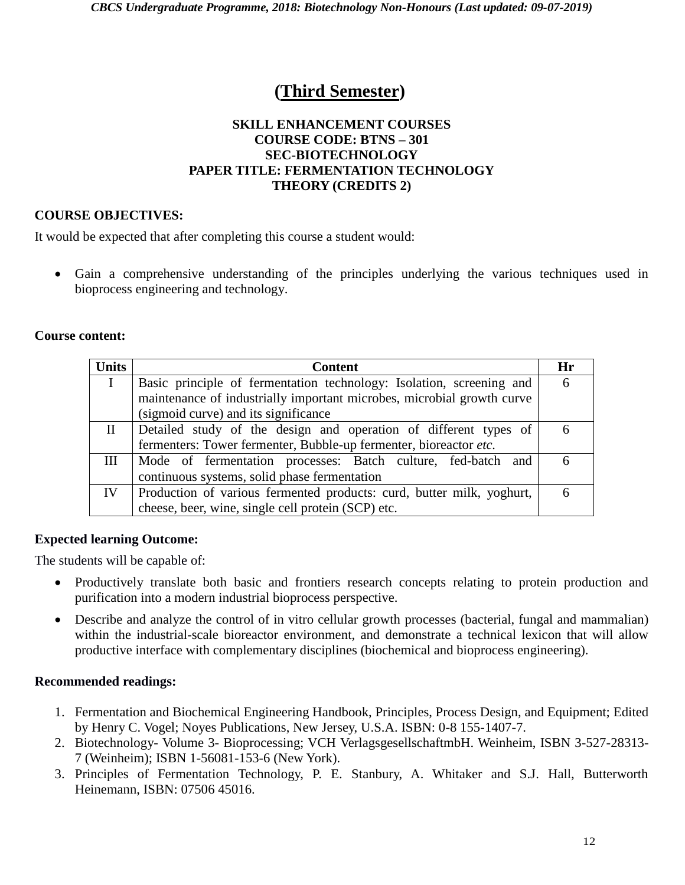# (Third Semester)

### SKILL ENHANCEMENT COURSES
### COURSE CODE: BTNS – 301
### SEC-BIOTECHNOLOGY
### PAPER TITLE: FERMENTATION TECHNOLOGY
### THEORY (CREDITS 2)

**COURSE OBJECTIVES:**

It would be expected that after completing this course a student would:

- Gain a comprehensive understanding of the principles underlying the various techniques used in bioprocess engineering and technology.

**Course content:**

| Units | Content | Hr |
|---|---|---|
| I | Basic principle of fermentation technology: Isolation, screening and maintenance of industrially important microbes, microbial growth curve (sigmoid curve) and its significance | 6 |
| II | Detailed study of the design and operation of different types of fermenters: Tower fermenter, Bubble-up fermenter, bioreactor *etc*. | 6 |
| III | Mode of fermentation processes: Batch culture, fed-batch and continuous systems, solid phase fermentation | 6 |
| IV | Production of various fermented products: curd, butter milk, yoghurt, cheese, beer, wine, single cell protein (SCP) etc. | 6 |

**Expected learning Outcome:**

The students will be capable of:

- Productively translate both basic and frontiers research concepts relating to protein production and purification into a modern industrial bioprocess perspective.
- Describe and analyze the control of in vitro cellular growth processes (bacterial, fungal and mammalian) within the industrial-scale bioreactor environment, and demonstrate a technical lexicon that will allow productive interface with complementary disciplines (biochemical and bioprocess engineering).

**Recommended readings:**

1. Fermentation and Biochemical Engineering Handbook, Principles, Process Design, and Equipment; Edited by Henry C. Vogel; Noyes Publications, New Jersey, U.S.A. ISBN: 0-8 155-1407-7.
2. Biotechnology- Volume 3- Bioprocessing; VCH VerlagsgesellschaftmbH. Weinheim, ISBN 3-527-28313-7 (Weinheim); ISBN 1-56081-153-6 (New York).
3. Principles of Fermentation Technology, P. E. Stanbury, A. Whitaker and S.J. Hall, Butterworth Heinemann, ISBN: 07506 45016.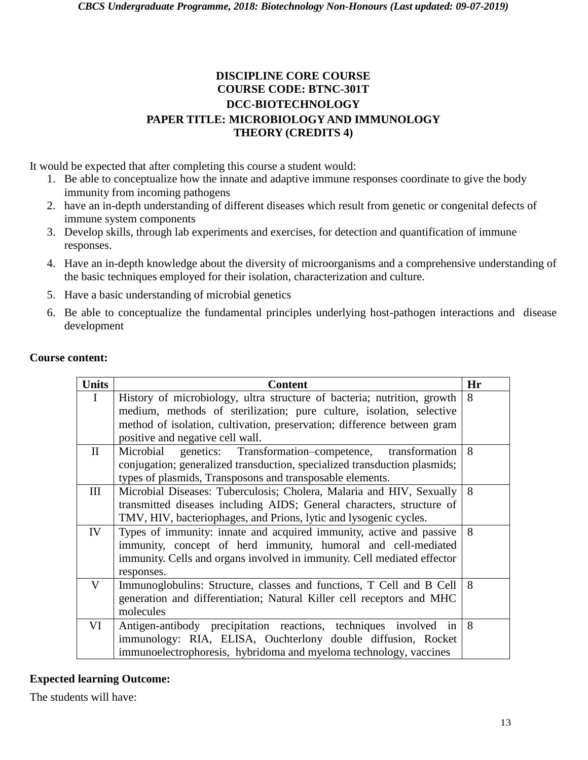**DISCIPLINE CORE COURSE**
**COURSE CODE: BTNC-301T**
**DCC-BIOTECHNOLOGY**
**PAPER TITLE: MICROBIOLOGY AND IMMUNOLOGY**
**THEORY (CREDITS 4)**

It would be expected that after completing this course a student would:

1. Be able to conceptualize how the innate and adaptive immune responses coordinate to give the body immunity from incoming pathogens
2. have an in-depth understanding of different diseases which result from genetic or congenital defects of immune system components
3. Develop skills, through lab experiments and exercises, for detection and quantification of immune responses.
4. Have an in-depth knowledge about the diversity of microorganisms and a comprehensive understanding of the basic techniques employed for their isolation, characterization and culture.
5. Have a basic understanding of microbial genetics
6. Be able to conceptualize the fundamental principles underlying host-pathogen interactions and disease development

**Course content:**

| Units | Content | Hr |
|---|---|---|
| I | History of microbiology, ultra structure of bacteria; nutrition, growth medium, methods of sterilization; pure culture, isolation, selective method of isolation, cultivation, preservation; difference between gram positive and negative cell wall. | 8 |
| II | Microbial genetics: Transformation–competence, transformation conjugation; generalized transduction, specialized transduction plasmids; types of plasmids, Transposons and transposable elements. | 8 |
| III | Microbial Diseases: Tuberculosis; Cholera, Malaria and HIV, Sexually transmitted diseases including AIDS; General characters, structure of TMV, HIV, bacteriophages, and Prions, lytic and lysogenic cycles. | 8 |
| IV | Types of immunity: innate and acquired immunity, active and passive immunity, concept of herd immunity, humoral and cell-mediated immunity. Cells and organs involved in immunity. Cell mediated effector responses. | 8 |
| V | Immunoglobulins: Structure, classes and functions, T Cell and B Cell generation and differentiation; Natural Killer cell receptors and MHC molecules | 8 |
| VI | Antigen-antibody precipitation reactions, techniques involved in immunology: RIA, ELISA, Ouchterlony double diffusion, Rocket immunoelectrophoresis, hybridoma and myeloma technology, vaccines | 8 |

**Expected learning Outcome:**

The students will have: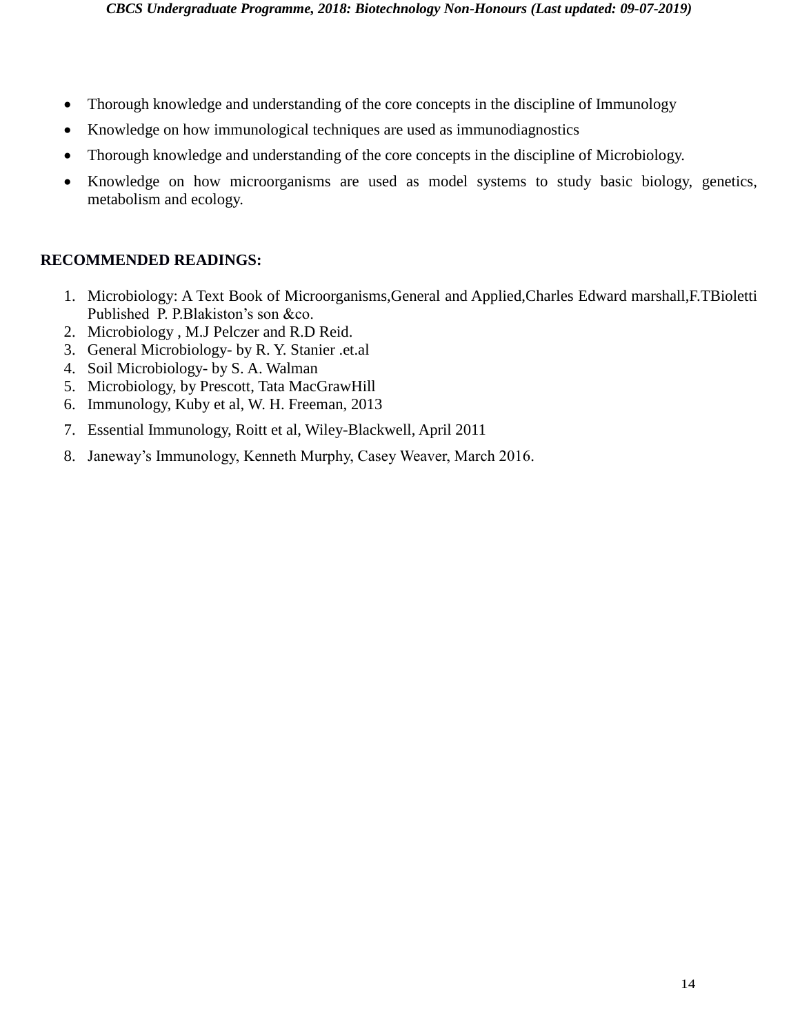- Thorough knowledge and understanding of the core concepts in the discipline of Immunology
- Knowledge on how immunological techniques are used as immunodiagnostics
- Thorough knowledge and understanding of the core concepts in the discipline of Microbiology.
- Knowledge on how microorganisms are used as model systems to study basic biology, genetics, metabolism and ecology.

**RECOMMENDED READINGS:**

1. Microbiology: A Text Book of Microorganisms,General and Applied,Charles Edward marshall,F.TBioletti Published P. P.Blakiston's son &co.
2. Microbiology , M.J Pelczer and R.D Reid.
3. General Microbiology- by R. Y. Stanier .et.al
4. Soil Microbiology- by S. A. Walman
5. Microbiology, by Prescott, Tata MacGrawHill
6. Immunology, Kuby et al, W. H. Freeman, 2013
7. Essential Immunology, Roitt et al, Wiley-Blackwell, April 2011
8. Janeway's Immunology, Kenneth Murphy, Casey Weaver, March 2016.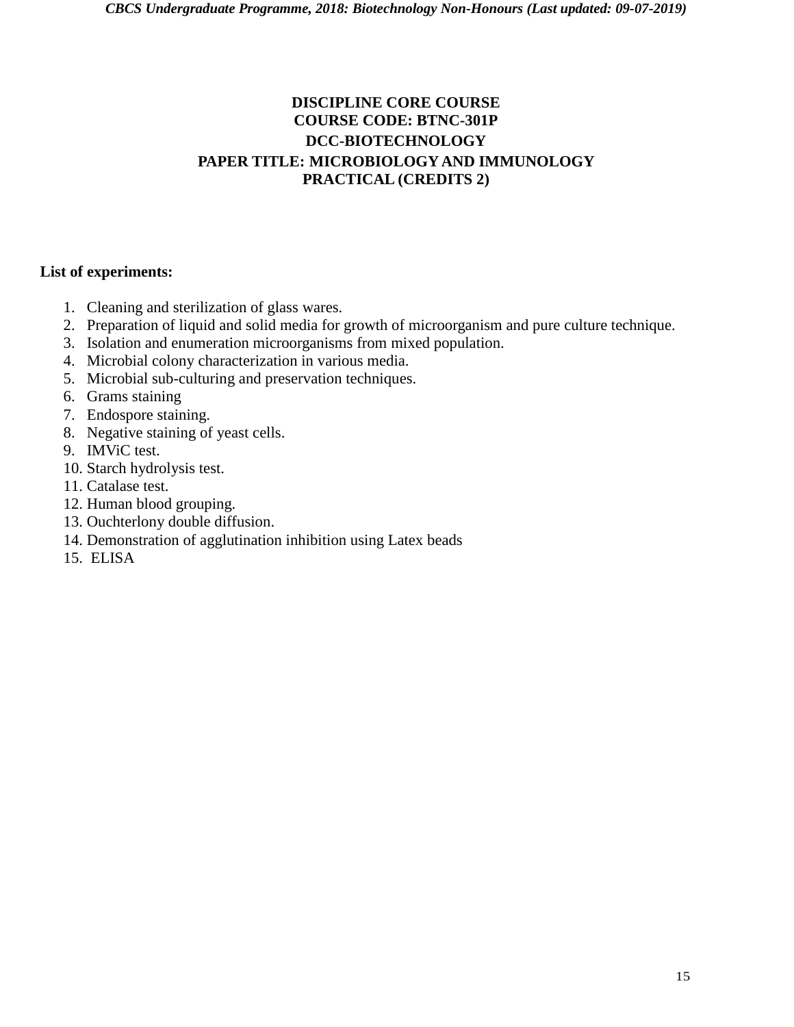**DISCIPLINE CORE COURSE**
**COURSE CODE: BTNC-301P**
**DCC-BIOTECHNOLOGY**
**PAPER TITLE: MICROBIOLOGY AND IMMUNOLOGY**
**PRACTICAL (CREDITS 2)**

**List of experiments:**

1. Cleaning and sterilization of glass wares.
2. Preparation of liquid and solid media for growth of microorganism and pure culture technique.
3. Isolation and enumeration microorganisms from mixed population.
4. Microbial colony characterization in various media.
5. Microbial sub-culturing and preservation techniques.
6. Grams staining
7. Endospore staining.
8. Negative staining of yeast cells.
9. IMViC test.
10. Starch hydrolysis test.
11. Catalase test.
12. Human blood grouping.
13. Ouchterlony double diffusion.
14. Demonstration of agglutination inhibition using Latex beads
15. ELISA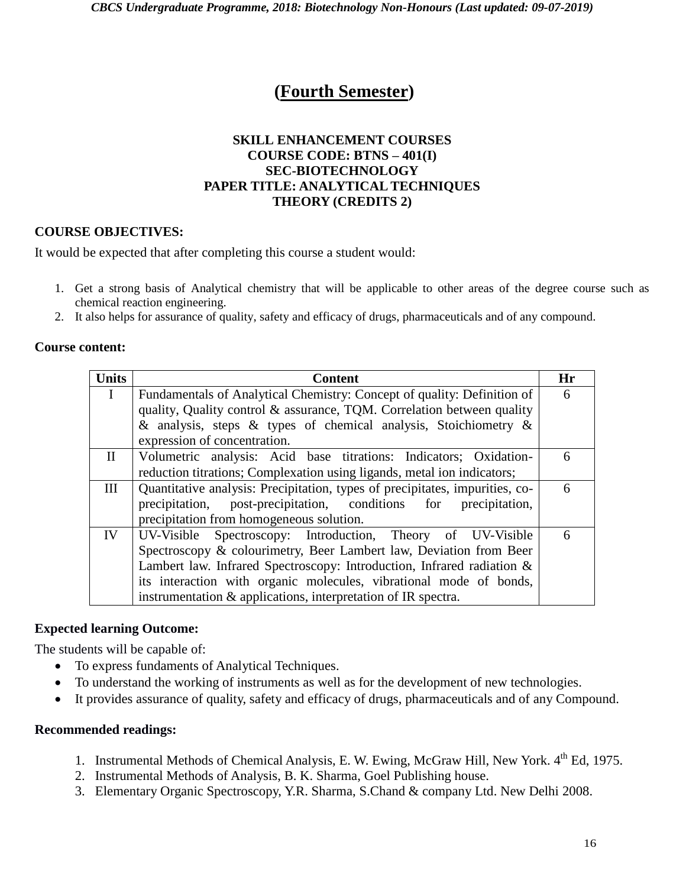# (Fourth Semester)

**SKILL ENHANCEMENT COURSES**
**COURSE CODE: BTNS – 401(I)**
**SEC-BIOTECHNOLOGY**
**PAPER TITLE: ANALYTICAL TECHNIQUES**
**THEORY (CREDITS 2)**

**COURSE OBJECTIVES:**

It would be expected that after completing this course a student would:

1. Get a strong basis of Analytical chemistry that will be applicable to other areas of the degree course such as chemical reaction engineering.
2. It also helps for assurance of quality, safety and efficacy of drugs, pharmaceuticals and of any compound.

**Course content:**

| Units | Content | Hr |
|---|---|---|
| I | Fundamentals of Analytical Chemistry: Concept of quality: Definition of quality, Quality control & assurance, TQM. Correlation between quality & analysis, steps & types of chemical analysis, Stoichiometry & expression of concentration. | 6 |
| II | Volumetric analysis: Acid base titrations: Indicators; Oxidation-reduction titrations; Complexation using ligands, metal ion indicators; | 6 |
| III | Quantitative analysis: Precipitation, types of precipitates, impurities, co-precipitation, post-precipitation, conditions for precipitation, precipitation from homogeneous solution. | 6 |
| IV | UV-Visible Spectroscopy: Introduction, Theory of UV-Visible Spectroscopy & colourimetry, Beer Lambert law, Deviation from Beer Lambert law. Infrared Spectroscopy: Introduction, Infrared radiation & its interaction with organic molecules, vibrational mode of bonds, instrumentation & applications, interpretation of IR spectra. | 6 |

**Expected learning Outcome:**

The students will be capable of:

- To express fundaments of Analytical Techniques.
- To understand the working of instruments as well as for the development of new technologies.
- It provides assurance of quality, safety and efficacy of drugs, pharmaceuticals and of any Compound.

**Recommended readings:**

1. Instrumental Methods of Chemical Analysis, E. W. Ewing, McGraw Hill, New York. $4^{th}$ Ed, 1975.
2. Instrumental Methods of Analysis, B. K. Sharma, Goel Publishing house.
3. Elementary Organic Spectroscopy, Y.R. Sharma, S.Chand & company Ltd. New Delhi 2008.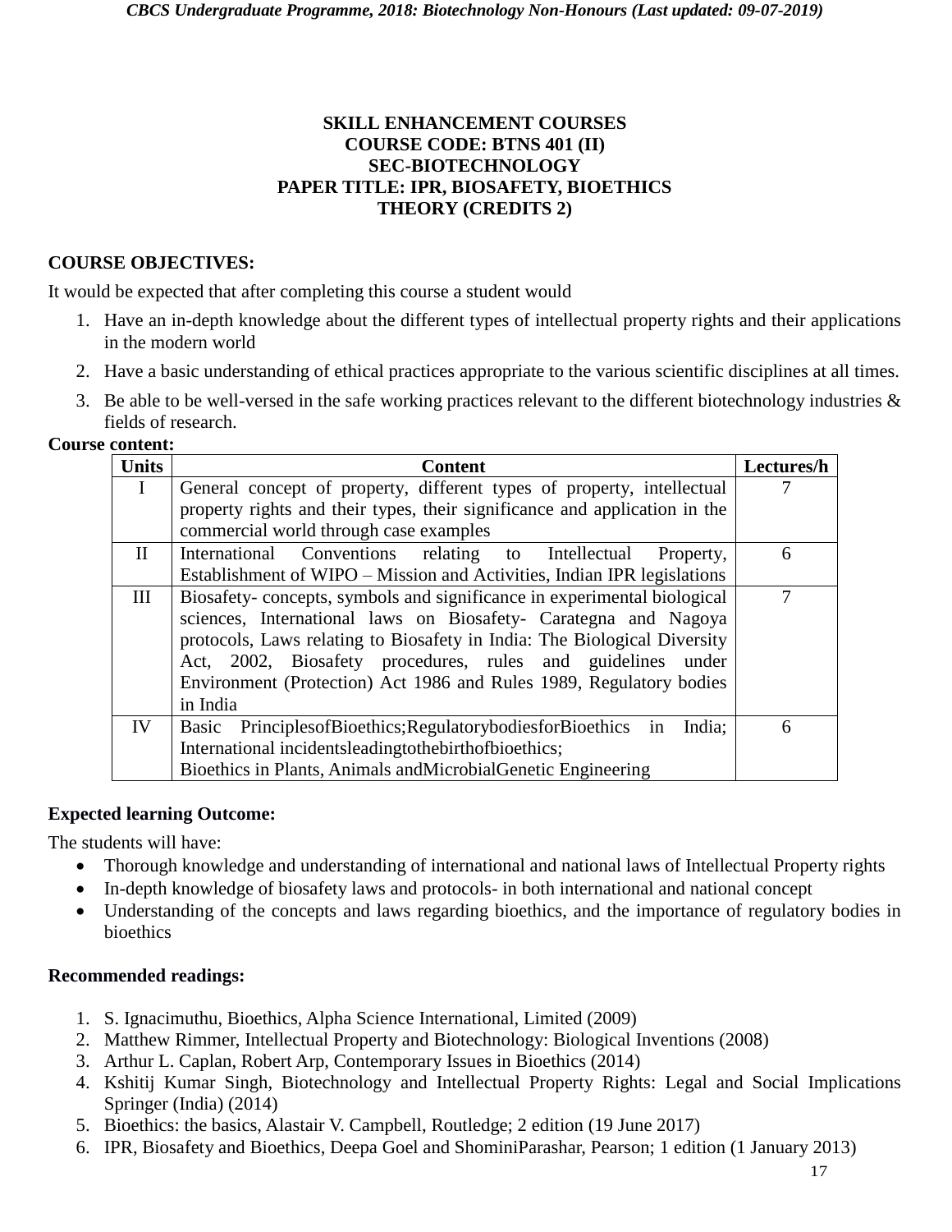**SKILL ENHANCEMENT COURSES**
**COURSE CODE: BTNS 401 (II)**
**SEC-BIOTECHNOLOGY**
**PAPER TITLE: IPR, BIOSAFETY, BIOETHICS**
**THEORY (CREDITS 2)**

**COURSE OBJECTIVES:**

It would be expected that after completing this course a student would

1. Have an in-depth knowledge about the different types of intellectual property rights and their applications in the modern world
2. Have a basic understanding of ethical practices appropriate to the various scientific disciplines at all times.
3. Be able to be well-versed in the safe working practices relevant to the different biotechnology industries & fields of research.

**Course content:**

| Units | Content | Lectures/h |
|---|---|---|
| I | General concept of property, different types of property, intellectual property rights and their types, their significance and application in the commercial world through case examples | 7 |
| II | International Conventions relating to Intellectual Property, Establishment of WIPO – Mission and Activities, Indian IPR legislations | 6 |
| III | Biosafety- concepts, symbols and significance in experimental biological sciences, International laws on Biosafety- Carategna and Nagoya protocols, Laws relating to Biosafety in India: The Biological Diversity Act, 2002, Biosafety procedures, rules and guidelines under Environment (Protection) Act 1986 and Rules 1989, Regulatory bodies in India | 7 |
| IV | Basic PrinciplesofBioethics;RegulatorybodiesforBioethics in India; International incidentsleadingtothebirthofbioethics; Bioethics in Plants, Animals andMicrobialGenetic Engineering | 6 |

**Expected learning Outcome:**

The students will have:

- Thorough knowledge and understanding of international and national laws of Intellectual Property rights
- In-depth knowledge of biosafety laws and protocols- in both international and national concept
- Understanding of the concepts and laws regarding bioethics, and the importance of regulatory bodies in bioethics

**Recommended readings:**

1. S. Ignacimuthu, Bioethics, Alpha Science International, Limited (2009)
2. Matthew Rimmer, Intellectual Property and Biotechnology: Biological Inventions (2008)
3. Arthur L. Caplan, Robert Arp, Contemporary Issues in Bioethics (2014)
4. Kshitij Kumar Singh, Biotechnology and Intellectual Property Rights: Legal and Social Implications Springer (India) (2014)
5. Bioethics: the basics, Alastair V. Campbell, Routledge; 2 edition (19 June 2017)
6. IPR, Biosafety and Bioethics, Deepa Goel and ShominiParashar, Pearson; 1 edition (1 January 2013)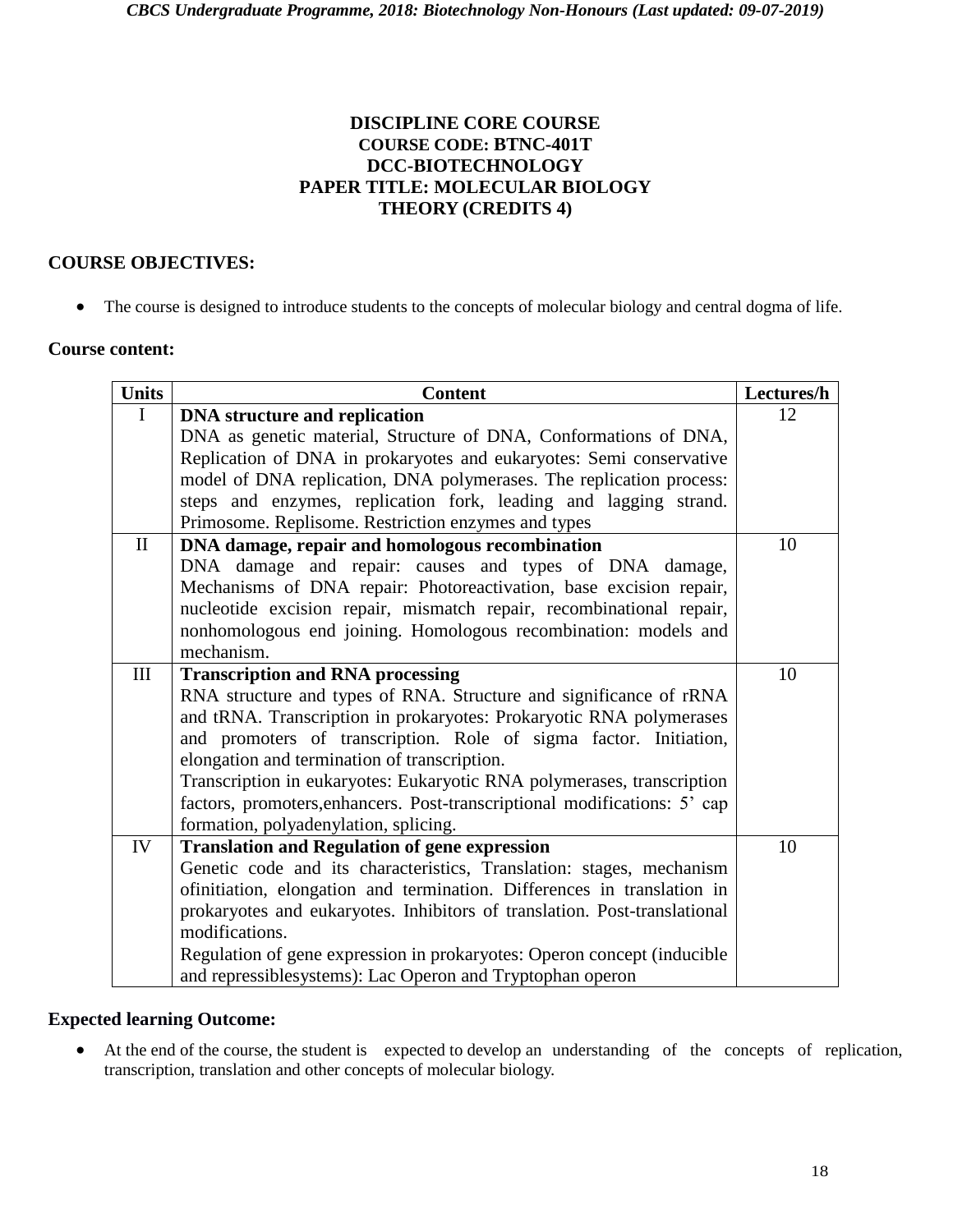**DISCIPLINE CORE COURSE**
**COURSE CODE: BTNC-401T**
**DCC-BIOTECHNOLOGY**
**PAPER TITLE: MOLECULAR BIOLOGY**
**THEORY (CREDITS 4)**

## COURSE OBJECTIVES:

- The course is designed to introduce students to the concepts of molecular biology and central dogma of life.

### Course content:

| Units | Content | Lectures/h |
|---|---|---|
| I | **DNA structure and replication**<br>DNA as genetic material, Structure of DNA, Conformations of DNA, Replication of DNA in prokaryotes and eukaryotes: Semi conservative model of DNA replication, DNA polymerases. The replication process: steps and enzymes, replication fork, leading and lagging strand. Primosome. Replisome. Restriction enzymes and types | 12 |
| II | **DNA damage, repair and homologous recombination**<br>DNA damage and repair: causes and types of DNA damage, Mechanisms of DNA repair: Photoreactivation, base excision repair, nucleotide excision repair, mismatch repair, recombinational repair, nonhomologous end joining. Homologous recombination: models and mechanism. | 10 |
| III | **Transcription and RNA processing**<br>RNA structure and types of RNA. Structure and significance of rRNA and tRNA. Transcription in prokaryotes: Prokaryotic RNA polymerases and promoters of transcription. Role of sigma factor. Initiation, elongation and termination of transcription.<br>Transcription in eukaryotes: Eukaryotic RNA polymerases, transcription factors, promoters,enhancers. Post-transcriptional modifications: 5' cap formation, polyadenylation, splicing. | 10 |
| IV | **Translation and Regulation of gene expression**<br>Genetic code and its characteristics, Translation: stages, mechanism ofinitiation, elongation and termination. Differences in translation in prokaryotes and eukaryotes. Inhibitors of translation. Post-translational modifications.<br>Regulation of gene expression in prokaryotes: Operon concept (inducible and repressiblesystems): Lac Operon and Tryptophan operon | 10 |

### Expected learning Outcome:

- At the end of the course, the student is expected to develop an understanding of the concepts of replication, transcription, translation and other concepts of molecular biology.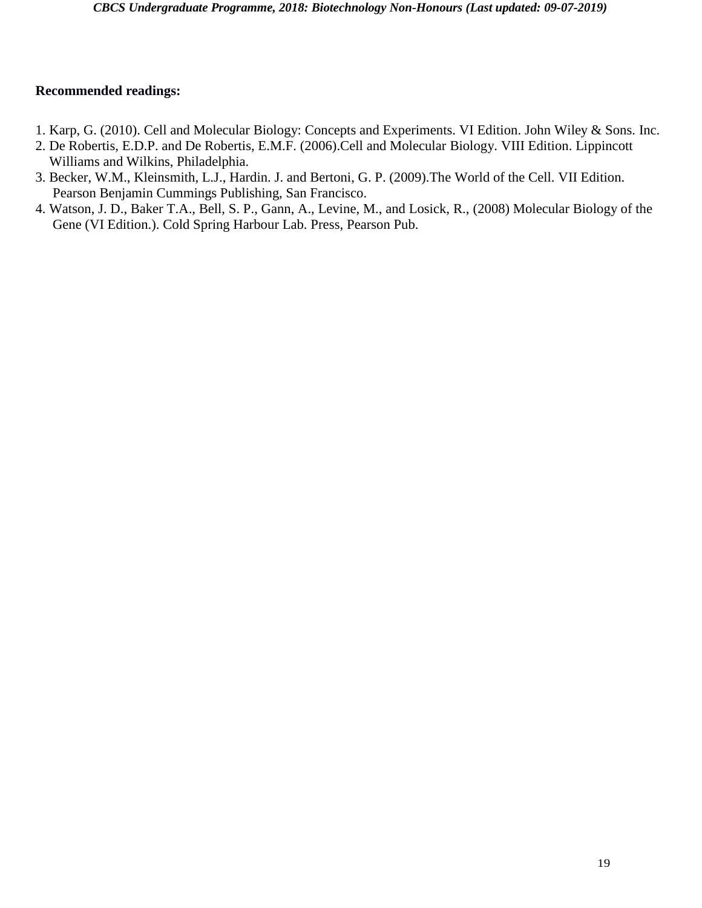**Recommended readings:**

1. Karp, G. (2010). Cell and Molecular Biology: Concepts and Experiments. VI Edition. John Wiley & Sons. Inc.
2. De Robertis, E.D.P. and De Robertis, E.M.F. (2006).Cell and Molecular Biology. VIII Edition. Lippincott Williams and Wilkins, Philadelphia.
3. Becker, W.M., Kleinsmith, L.J., Hardin. J. and Bertoni, G. P. (2009).The World of the Cell. VII Edition. Pearson Benjamin Cummings Publishing, San Francisco.
4. Watson, J. D., Baker T.A., Bell, S. P., Gann, A., Levine, M., and Losick, R., (2008) Molecular Biology of the Gene (VI Edition.). Cold Spring Harbour Lab. Press, Pearson Pub.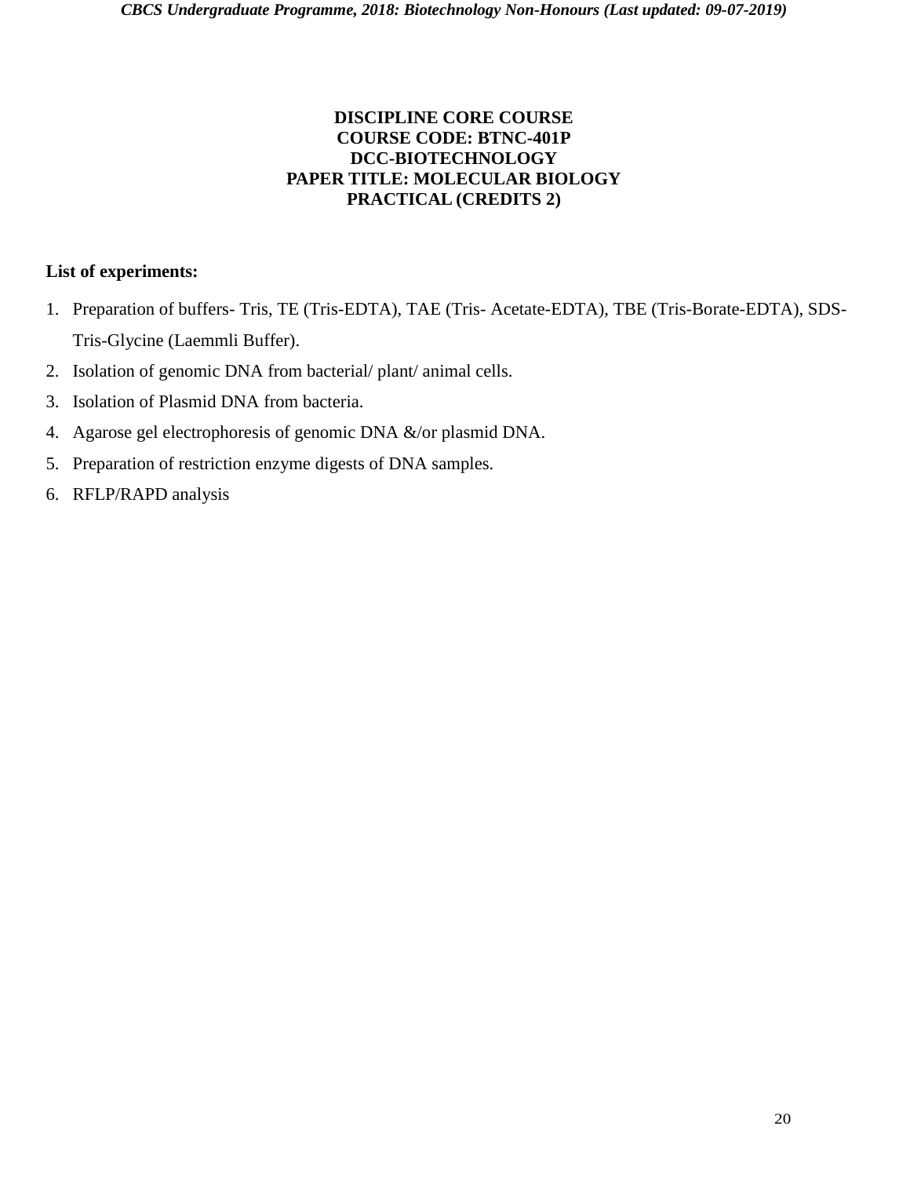**DISCIPLINE CORE COURSE**
**COURSE CODE: BTNC-401P**
**DCC-BIOTECHNOLOGY**
**PAPER TITLE: MOLECULAR BIOLOGY**
**PRACTICAL (CREDITS 2)**

**List of experiments:**

1. Preparation of buffers- Tris, TE (Tris-EDTA), TAE (Tris- Acetate-EDTA), TBE (Tris-Borate-EDTA), SDS-Tris-Glycine (Laemmli Buffer).
2. Isolation of genomic DNA from bacterial/ plant/ animal cells.
3. Isolation of Plasmid DNA from bacteria.
4. Agarose gel electrophoresis of genomic DNA &/or plasmid DNA.
5. Preparation of restriction enzyme digests of DNA samples.
6. RFLP/RAPD analysis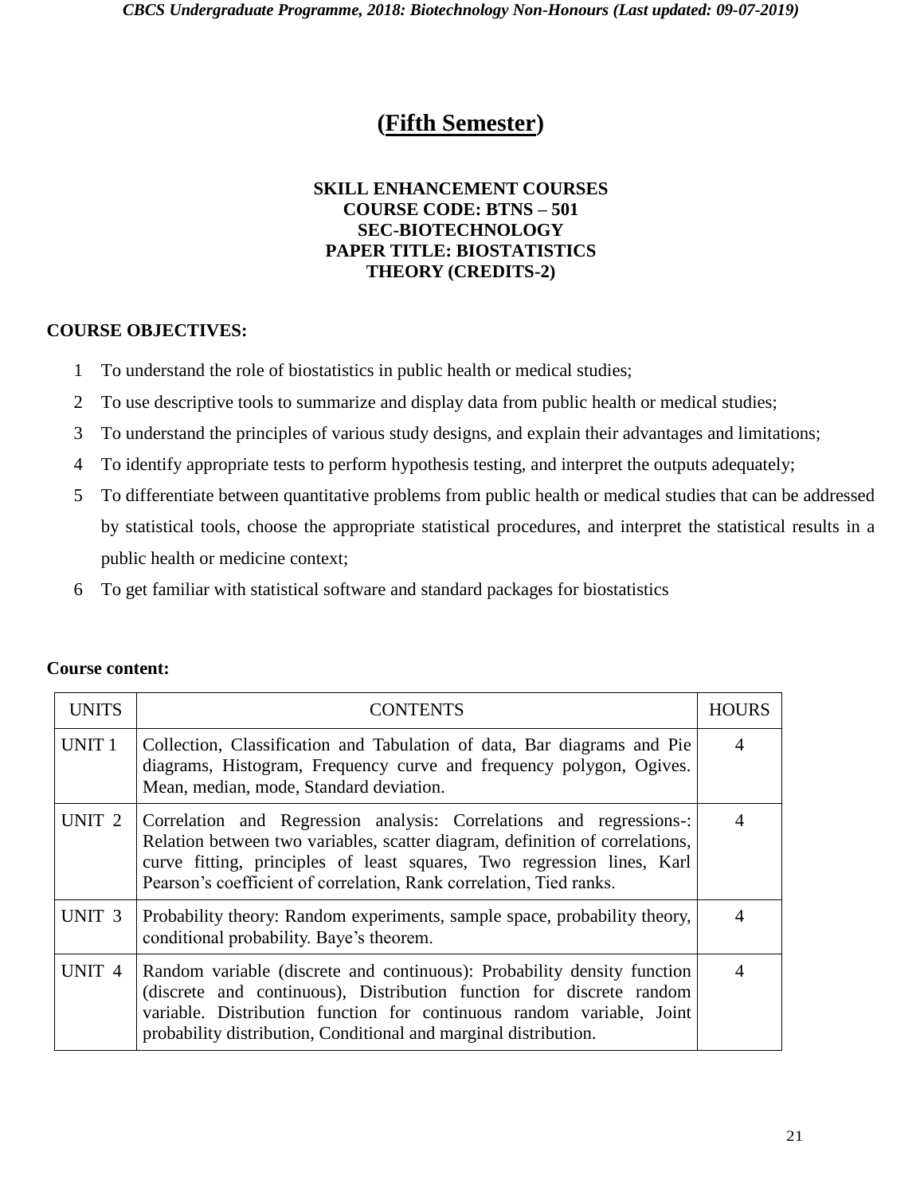# (Fifth Semester)

**SKILL ENHANCEMENT COURSES**
**COURSE CODE: BTNS – 501**
**SEC-BIOTECHNOLOGY**
**PAPER TITLE: BIOSTATISTICS**
**THEORY (CREDITS-2)**

**COURSE OBJECTIVES:**

1. To understand the role of biostatistics in public health or medical studies;
2. To use descriptive tools to summarize and display data from public health or medical studies;
3. To understand the principles of various study designs, and explain their advantages and limitations;
4. To identify appropriate tests to perform hypothesis testing, and interpret the outputs adequately;
5. To differentiate between quantitative problems from public health or medical studies that can be addressed by statistical tools, choose the appropriate statistical procedures, and interpret the statistical results in a public health or medicine context;
6. To get familiar with statistical software and standard packages for biostatistics

**Course content:**

| UNITS | CONTENTS | HOURS |
|---|---|---|
| UNIT 1 | Collection, Classification and Tabulation of data, Bar diagrams and Pie diagrams, Histogram, Frequency curve and frequency polygon, Ogives. Mean, median, mode, Standard deviation. | 4 |
| UNIT 2 | Correlation and Regression analysis: Correlations and regressions-: Relation between two variables, scatter diagram, definition of correlations, curve fitting, principles of least squares, Two regression lines, Karl Pearson's coefficient of correlation, Rank correlation, Tied ranks. | 4 |
| UNIT 3 | Probability theory: Random experiments, sample space, probability theory, conditional probability. Baye's theorem. | 4 |
| UNIT 4 | Random variable (discrete and continuous): Probability density function (discrete and continuous), Distribution function for discrete random variable. Distribution function for continuous random variable, Joint probability distribution, Conditional and marginal distribution. | 4 |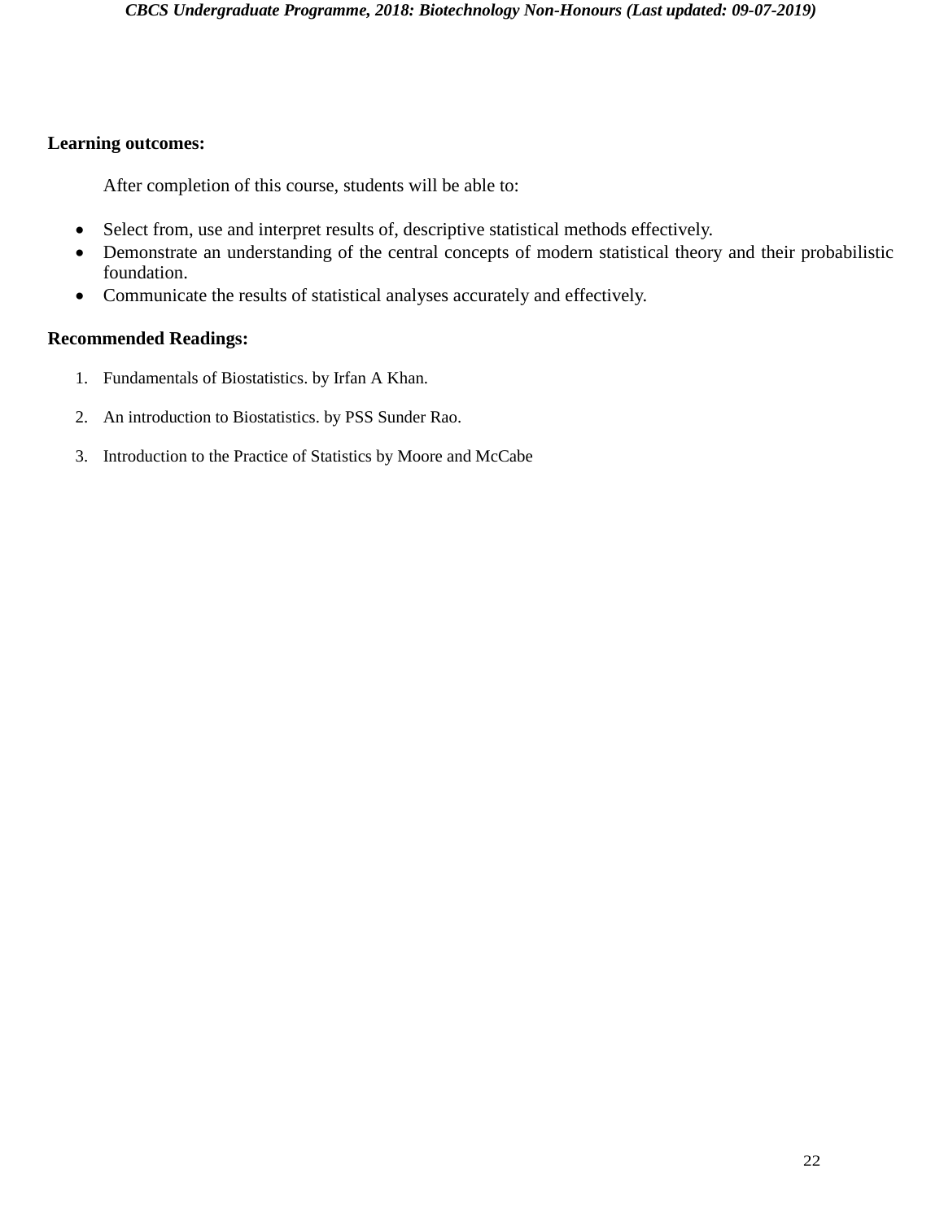**Learning outcomes:**

After completion of this course, students will be able to:

- Select from, use and interpret results of, descriptive statistical methods effectively.
- Demonstrate an understanding of the central concepts of modern statistical theory and their probabilistic foundation.
- Communicate the results of statistical analyses accurately and effectively.

**Recommended Readings:**

1. Fundamentals of Biostatistics. by Irfan A Khan.
2. An introduction to Biostatistics. by PSS Sunder Rao.
3. Introduction to the Practice of Statistics by Moore and McCabe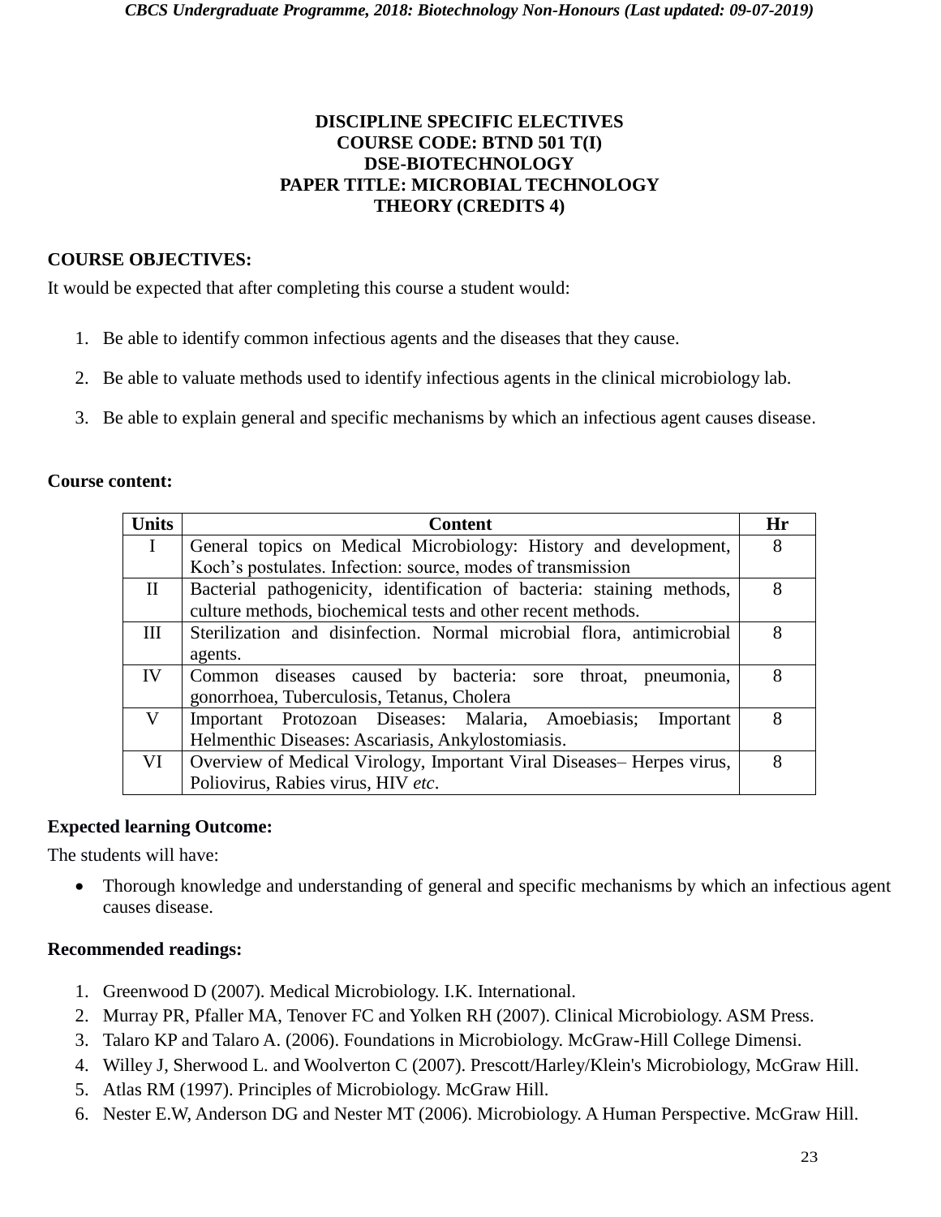**DISCIPLINE SPECIFIC ELECTIVES**
**COURSE CODE: BTND 501 T(I)**
**DSE-BIOTECHNOLOGY**
**PAPER TITLE: MICROBIAL TECHNOLOGY**
**THEORY (CREDITS 4)**

## COURSE OBJECTIVES:

It would be expected that after completing this course a student would:

1. Be able to identify common infectious agents and the diseases that they cause.
2. Be able to valuate methods used to identify infectious agents in the clinical microbiology lab.
3. Be able to explain general and specific mechanisms by which an infectious agent causes disease.

**Course content:**

| Units | Content | Hr |
|---|---|---|
| I | General topics on Medical Microbiology: History and development, Koch's postulates. Infection: source, modes of transmission | 8 |
| II | Bacterial pathogenicity, identification of bacteria: staining methods, culture methods, biochemical tests and other recent methods. | 8 |
| III | Sterilization and disinfection. Normal microbial flora, antimicrobial agents. | 8 |
| IV | Common diseases caused by bacteria: sore throat, pneumonia, gonorrhoea, Tuberculosis, Tetanus, Cholera | 8 |
| V | Important Protozoan Diseases: Malaria, Amoebiasis; Important Helmenthic Diseases: Ascariasis, Ankylostomiasis. | 8 |
| VI | Overview of Medical Virology, Important Viral Diseases– Herpes virus, Poliovirus, Rabies virus, HIV *etc*. | 8 |

**Expected learning Outcome:**

The students will have:

- Thorough knowledge and understanding of general and specific mechanisms by which an infectious agent causes disease.

**Recommended readings:**

1. Greenwood D (2007). Medical Microbiology. I.K. International.
2. Murray PR, Pfaller MA, Tenover FC and Yolken RH (2007). Clinical Microbiology. ASM Press.
3. Talaro KP and Talaro A. (2006). Foundations in Microbiology. McGraw-Hill College Dimensi.
4. Willey J, Sherwood L. and Woolverton C (2007). Prescott/Harley/Klein's Microbiology, McGraw Hill.
5. Atlas RM (1997). Principles of Microbiology. McGraw Hill.
6. Nester E.W, Anderson DG and Nester MT (2006). Microbiology. A Human Perspective. McGraw Hill.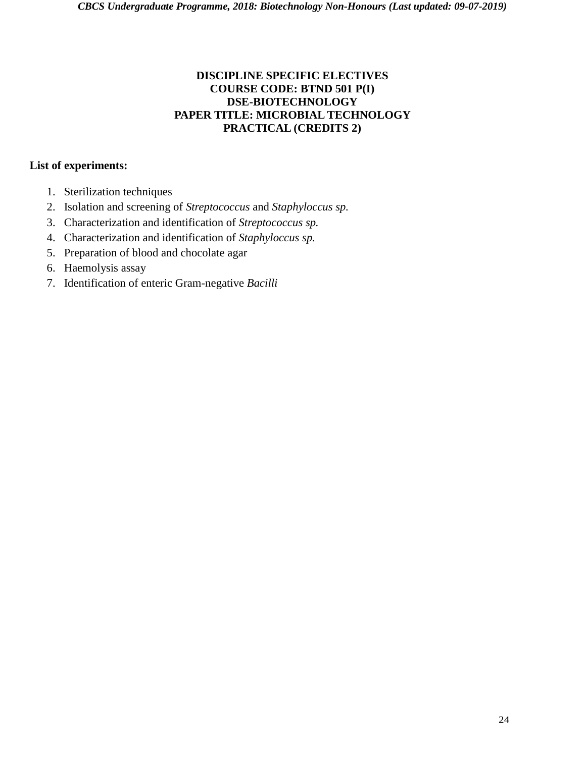**DISCIPLINE SPECIFIC ELECTIVES**
**COURSE CODE: BTND 501 P(I)**
**DSE-BIOTECHNOLOGY**
**PAPER TITLE: MICROBIAL TECHNOLOGY**
**PRACTICAL (CREDITS 2)**

**List of experiments:**

1. Sterilization techniques
2. Isolation and screening of *Streptococcus* and *Staphyloccus sp.*
3. Characterization and identification of *Streptococcus sp.*
4. Characterization and identification of *Staphyloccus sp.*
5. Preparation of blood and chocolate agar
6. Haemolysis assay
7. Identification of enteric Gram-negative *Bacilli*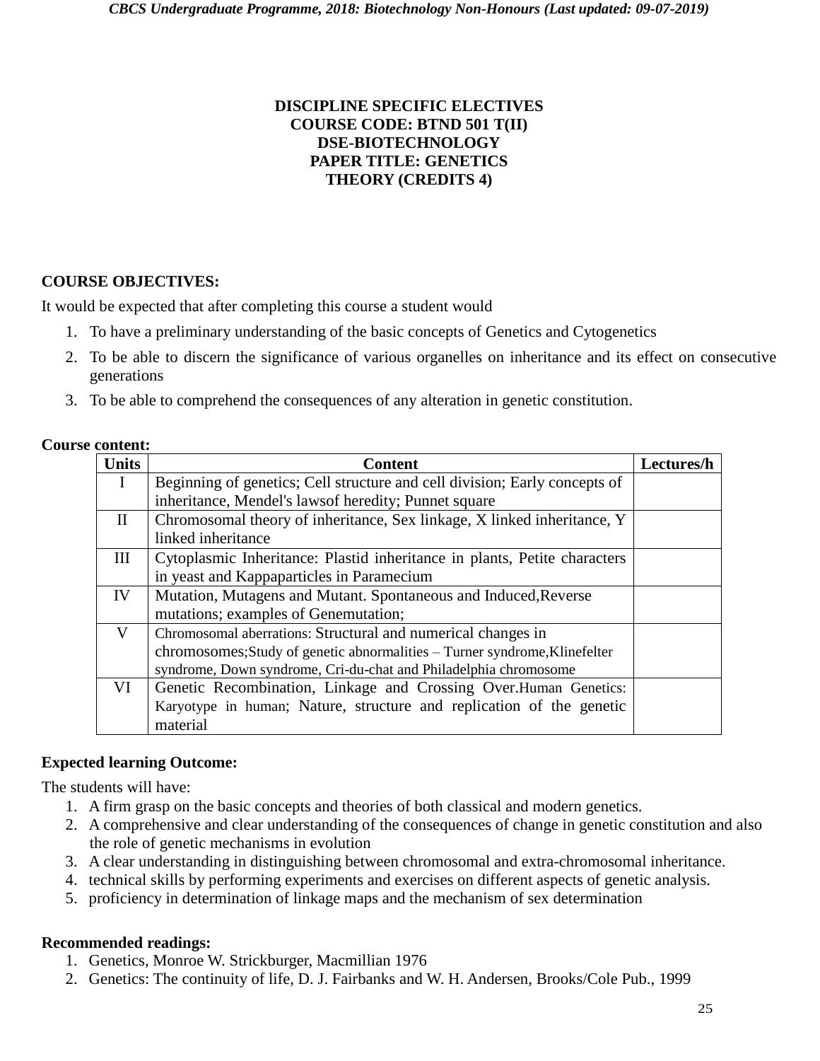**DISCIPLINE SPECIFIC ELECTIVES**
**COURSE CODE: BTND 501 T(II)**
**DSE-BIOTECHNOLOGY**
**PAPER TITLE: GENETICS**
**THEORY (CREDITS 4)**

**COURSE OBJECTIVES:**

It would be expected that after completing this course a student would

1. To have a preliminary understanding of the basic concepts of Genetics and Cytogenetics
2. To be able to discern the significance of various organelles on inheritance and its effect on consecutive generations
3. To be able to comprehend the consequences of any alteration in genetic constitution.

**Course content:**

| Units | Content | Lectures/h |
|---|---|---|
| I | Beginning of genetics; Cell structure and cell division; Early concepts of inheritance, Mendel's lawsof heredity; Punnet square | |
| II | Chromosomal theory of inheritance, Sex linkage, X linked inheritance, Y linked inheritance | |
| III | Cytoplasmic Inheritance: Plastid inheritance in plants, Petite characters in yeast and Kappaparticles in Paramecium | |
| IV | Mutation, Mutagens and Mutant. Spontaneous and Induced,Reverse mutations; examples of Genemutation; | |
| V | Chromosomal aberrations: Structural and numerical changes in chromosomes;Study of genetic abnormalities – Turner syndrome,Klinefelter syndrome, Down syndrome, Cri-du-chat and Philadelphia chromosome | |
| VI | Genetic Recombination, Linkage and Crossing Over.Human Genetics: Karyotype in human; Nature, structure and replication of the genetic material | |

**Expected learning Outcome:**

The students will have:

1. A firm grasp on the basic concepts and theories of both classical and modern genetics.
2. A comprehensive and clear understanding of the consequences of change in genetic constitution and also the role of genetic mechanisms in evolution
3. A clear understanding in distinguishing between chromosomal and extra-chromosomal inheritance.
4. technical skills by performing experiments and exercises on different aspects of genetic analysis.
5. proficiency in determination of linkage maps and the mechanism of sex determination

**Recommended readings:**

1. Genetics, Monroe W. Strickburger, Macmillian 1976
2. Genetics: The continuity of life, D. J. Fairbanks and W. H. Andersen, Brooks/Cole Pub., 1999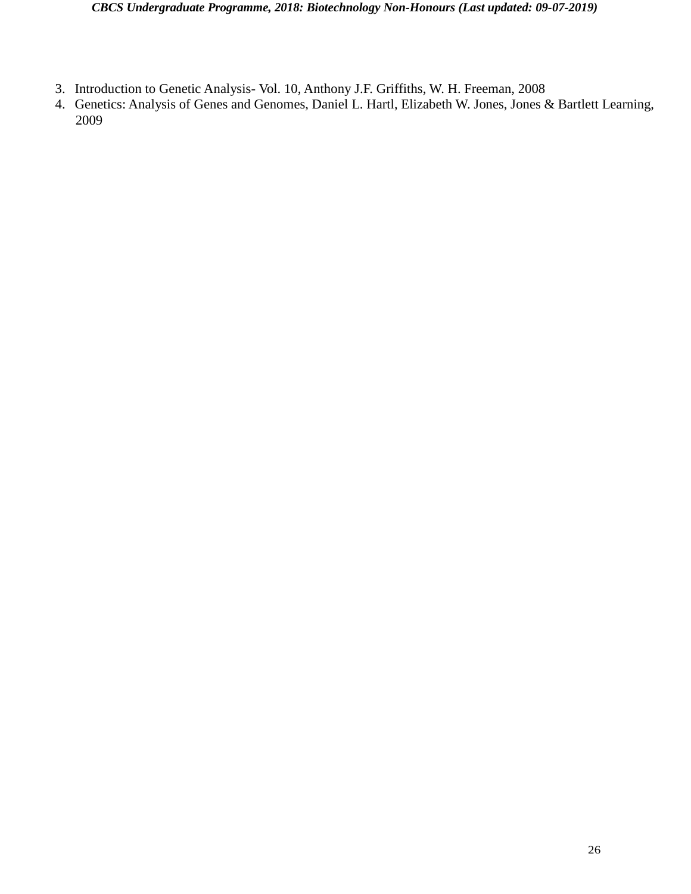3. Introduction to Genetic Analysis- Vol. 10, Anthony J.F. Griffiths, W. H. Freeman, 2008
4. Genetics: Analysis of Genes and Genomes, Daniel L. Hartl, Elizabeth W. Jones, Jones & Bartlett Learning, 2009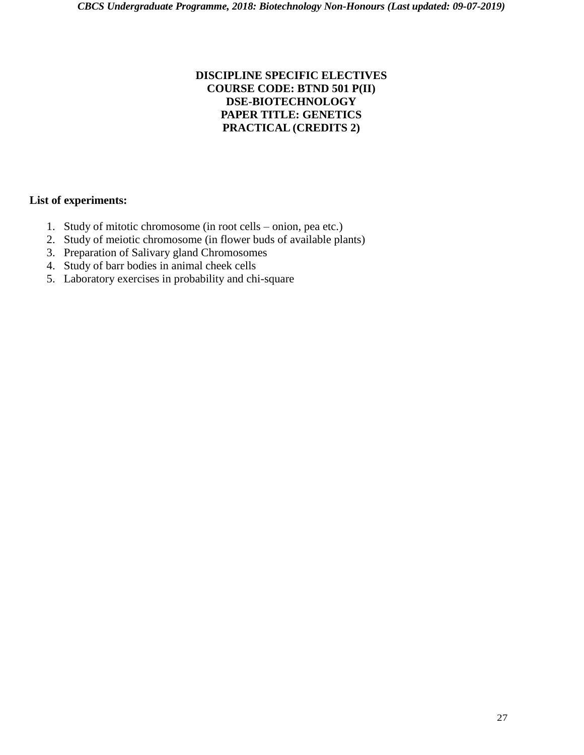**DISCIPLINE SPECIFIC ELECTIVES**
**COURSE CODE: BTND 501 P(II)**
**DSE-BIOTECHNOLOGY**
**PAPER TITLE: GENETICS**
**PRACTICAL (CREDITS 2)**

**List of experiments:**

1. Study of mitotic chromosome (in root cells – onion, pea etc.)
2. Study of meiotic chromosome (in flower buds of available plants)
3. Preparation of Salivary gland Chromosomes
4. Study of barr bodies in animal cheek cells
5. Laboratory exercises in probability and chi-square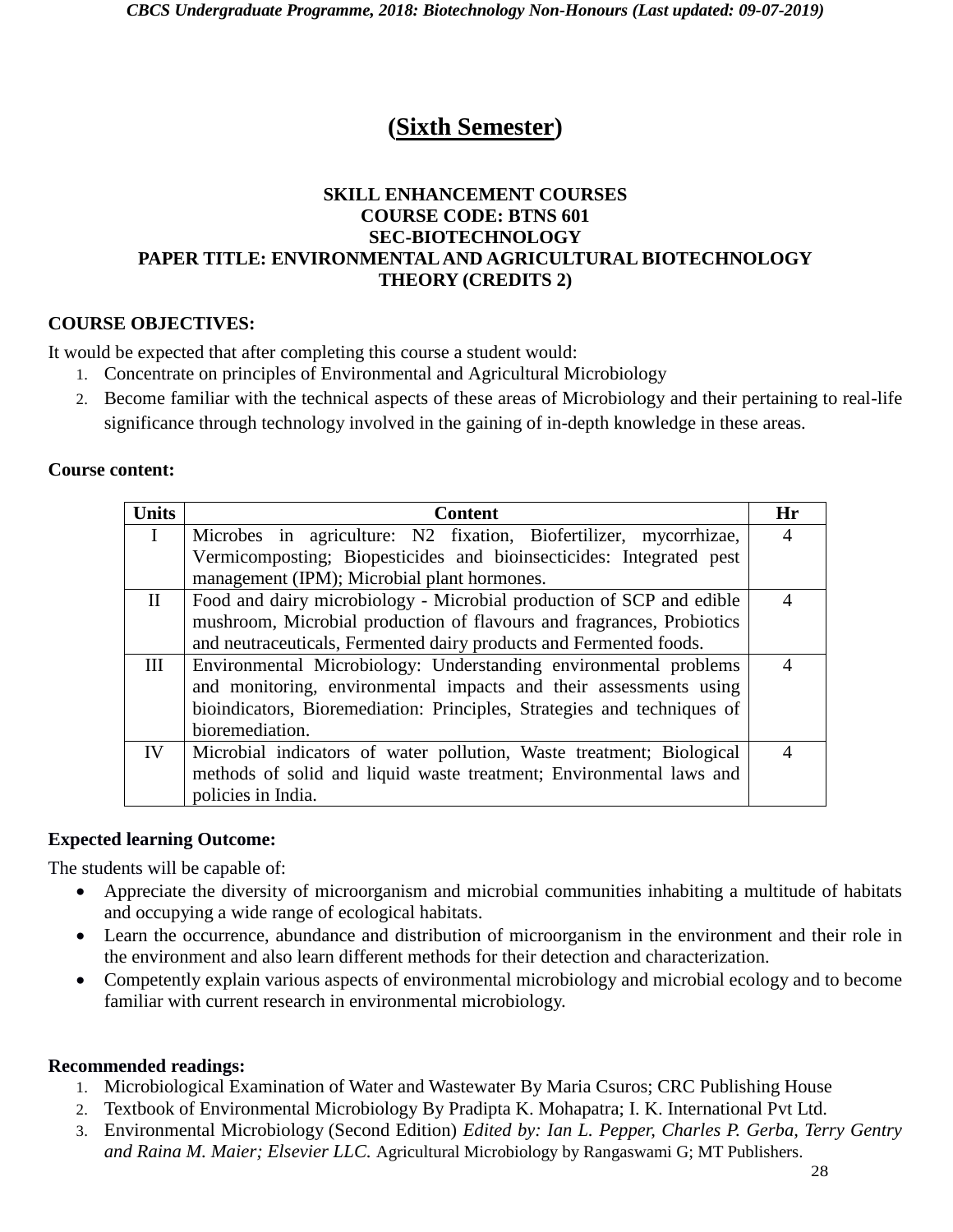# (Sixth Semester)

### SKILL ENHANCEMENT COURSES
### COURSE CODE: BTNS 601
### SEC-BIOTECHNOLOGY
### PAPER TITLE: ENVIRONMENTAL AND AGRICULTURAL BIOTECHNOLOGY
### THEORY (CREDITS 2)

**COURSE OBJECTIVES:**

It would be expected that after completing this course a student would:

1. Concentrate on principles of Environmental and Agricultural Microbiology
2. Become familiar with the technical aspects of these areas of Microbiology and their pertaining to real-life significance through technology involved in the gaining of in-depth knowledge in these areas.

**Course content:**

| Units | Content | Hr |
|---|---|---|
| I | Microbes in agriculture: N2 fixation, Biofertilizer, mycorrhizae, Vermicomposting; Biopesticides and bioinsecticides: Integrated pest management (IPM); Microbial plant hormones. | 4 |
| II | Food and dairy microbiology - Microbial production of SCP and edible mushroom, Microbial production of flavours and fragrances, Probiotics and neutraceuticals, Fermented dairy products and Fermented foods. | 4 |
| III | Environmental Microbiology: Understanding environmental problems and monitoring, environmental impacts and their assessments using bioindicators, Bioremediation: Principles, Strategies and techniques of bioremediation. | 4 |
| IV | Microbial indicators of water pollution, Waste treatment; Biological methods of solid and liquid waste treatment; Environmental laws and policies in India. | 4 |

**Expected learning Outcome:**

The students will be capable of:

- Appreciate the diversity of microorganism and microbial communities inhabiting a multitude of habitats and occupying a wide range of ecological habitats.
- Learn the occurrence, abundance and distribution of microorganism in the environment and their role in the environment and also learn different methods for their detection and characterization.
- Competently explain various aspects of environmental microbiology and microbial ecology and to become familiar with current research in environmental microbiology.

**Recommended readings:**

1. Microbiological Examination of Water and Wastewater By Maria Csuros; CRC Publishing House
2. Textbook of Environmental Microbiology By Pradipta K. Mohapatra; I. K. International Pvt Ltd.
3. Environmental Microbiology (Second Edition) *Edited by: Ian L. Pepper, Charles P. Gerba, Terry Gentry and Raina M. Maier; Elsevier LLC.* Agricultural Microbiology by Rangaswami G; MT Publishers.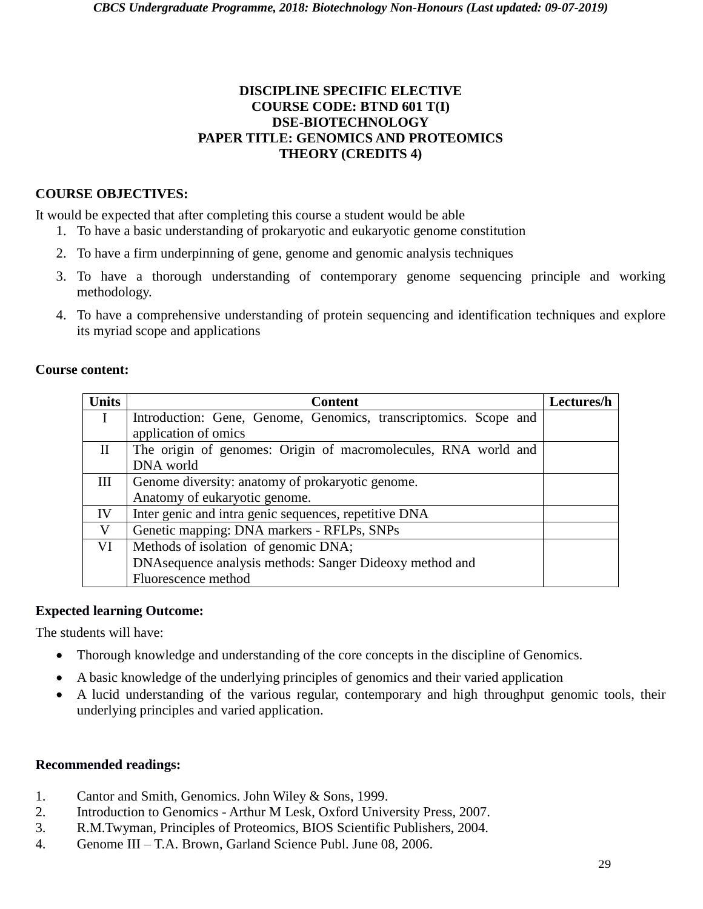**DISCIPLINE SPECIFIC ELECTIVE**
**COURSE CODE: BTND 601 T(I)**
**DSE-BIOTECHNOLOGY**
**PAPER TITLE: GENOMICS AND PROTEOMICS**
**THEORY (CREDITS 4)**

**COURSE OBJECTIVES:**

It would be expected that after completing this course a student would be able

1. To have a basic understanding of prokaryotic and eukaryotic genome constitution
2. To have a firm underpinning of gene, genome and genomic analysis techniques
3. To have a thorough understanding of contemporary genome sequencing principle and working methodology.
4. To have a comprehensive understanding of protein sequencing and identification techniques and explore its myriad scope and applications

**Course content:**

| Units | Content | Lectures/h |
|---|---|---|
| I | Introduction: Gene, Genome, Genomics, transcriptomics. Scope and application of omics | |
| II | The origin of genomes: Origin of macromolecules, RNA world and DNA world | |
| III | Genome diversity: anatomy of prokaryotic genome.<br>Anatomy of eukaryotic genome. | |
| IV | Inter genic and intra genic sequences, repetitive DNA | |
| V | Genetic mapping: DNA markers - RFLPs, SNPs | |
| VI | Methods of isolation of genomic DNA;<br>DNAsequence analysis methods: Sanger Dideoxy method and Fluorescence method | |

**Expected learning Outcome:**

The students will have:

- Thorough knowledge and understanding of the core concepts in the discipline of Genomics.
- A basic knowledge of the underlying principles of genomics and their varied application
- A lucid understanding of the various regular, contemporary and high throughput genomic tools, their underlying principles and varied application.

**Recommended readings:**

1. Cantor and Smith, Genomics. John Wiley & Sons, 1999.
2. Introduction to Genomics - Arthur M Lesk, Oxford University Press, 2007.
3. R.M.Twyman, Principles of Proteomics, BIOS Scientific Publishers, 2004.
4. Genome III – T.A. Brown, Garland Science Publ. June 08, 2006.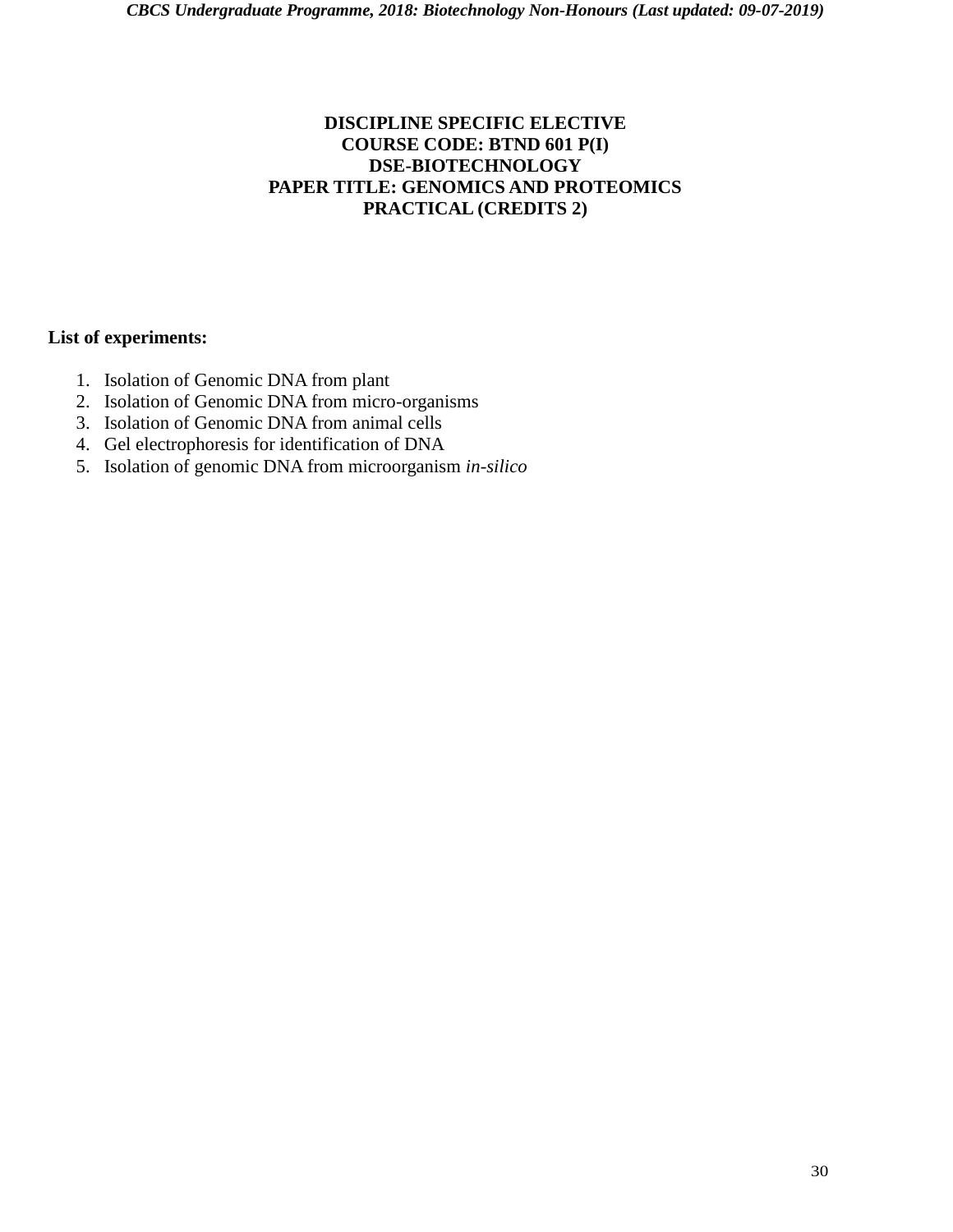**DISCIPLINE SPECIFIC ELECTIVE**
**COURSE CODE: BTND 601 P(I)**
**DSE-BIOTECHNOLOGY**
**PAPER TITLE: GENOMICS AND PROTEOMICS**
**PRACTICAL (CREDITS 2)**

**List of experiments:**

1. Isolation of Genomic DNA from plant
2. Isolation of Genomic DNA from micro-organisms
3. Isolation of Genomic DNA from animal cells
4. Gel electrophoresis for identification of DNA
5. Isolation of genomic DNA from microorganism *in-silico*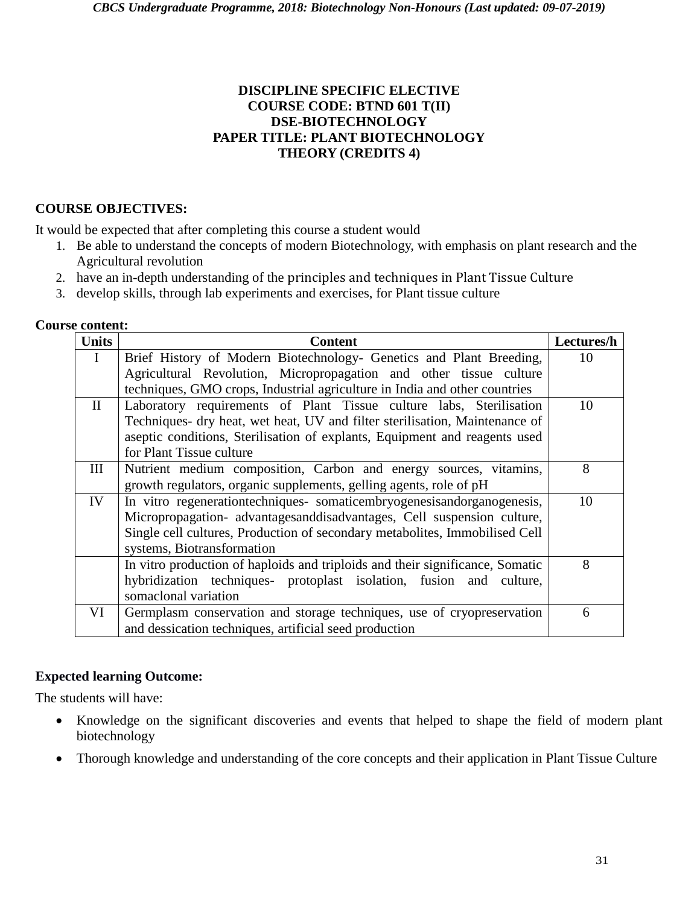**DISCIPLINE SPECIFIC ELECTIVE**
**COURSE CODE: BTND 601 T(II)**
**DSE-BIOTECHNOLOGY**
**PAPER TITLE: PLANT BIOTECHNOLOGY**
**THEORY (CREDITS 4)**

**COURSE OBJECTIVES:**

It would be expected that after completing this course a student would

1. Be able to understand the concepts of modern Biotechnology, with emphasis on plant research and the Agricultural revolution
2. have an in-depth understanding of the principles and techniques in Plant Tissue Culture
3. develop skills, through lab experiments and exercises, for Plant tissue culture

**Course content:**

| Units | Content | Lectures/h |
|---|---|---|
| I | Brief History of Modern Biotechnology- Genetics and Plant Breeding, Agricultural Revolution, Micropropagation and other tissue culture techniques, GMO crops, Industrial agriculture in India and other countries | 10 |
| II | Laboratory requirements of Plant Tissue culture labs, Sterilisation Techniques- dry heat, wet heat, UV and filter sterilisation, Maintenance of aseptic conditions, Sterilisation of explants, Equipment and reagents used for Plant Tissue culture | 10 |
| III | Nutrient medium composition, Carbon and energy sources, vitamins, growth regulators, organic supplements, gelling agents, role of pH | 8 |
| IV | In vitro regenerationtechniques- somaticembryogenesisandorganogenesis, Micropropagation- advantagesanddisadvantages, Cell suspension culture, Single cell cultures, Production of secondary metabolites, Immobilised Cell systems, Biotransformation | 10 |
| | In vitro production of haploids and triploids and their significance, Somatic hybridization techniques- protoplast isolation, fusion and culture, somaclonal variation | 8 |
| VI | Germplasm conservation and storage techniques, use of cryopreservation and dessication techniques, artificial seed production | 6 |

**Expected learning Outcome:**

The students will have:

- Knowledge on the significant discoveries and events that helped to shape the field of modern plant biotechnology
- Thorough knowledge and understanding of the core concepts and their application in Plant Tissue Culture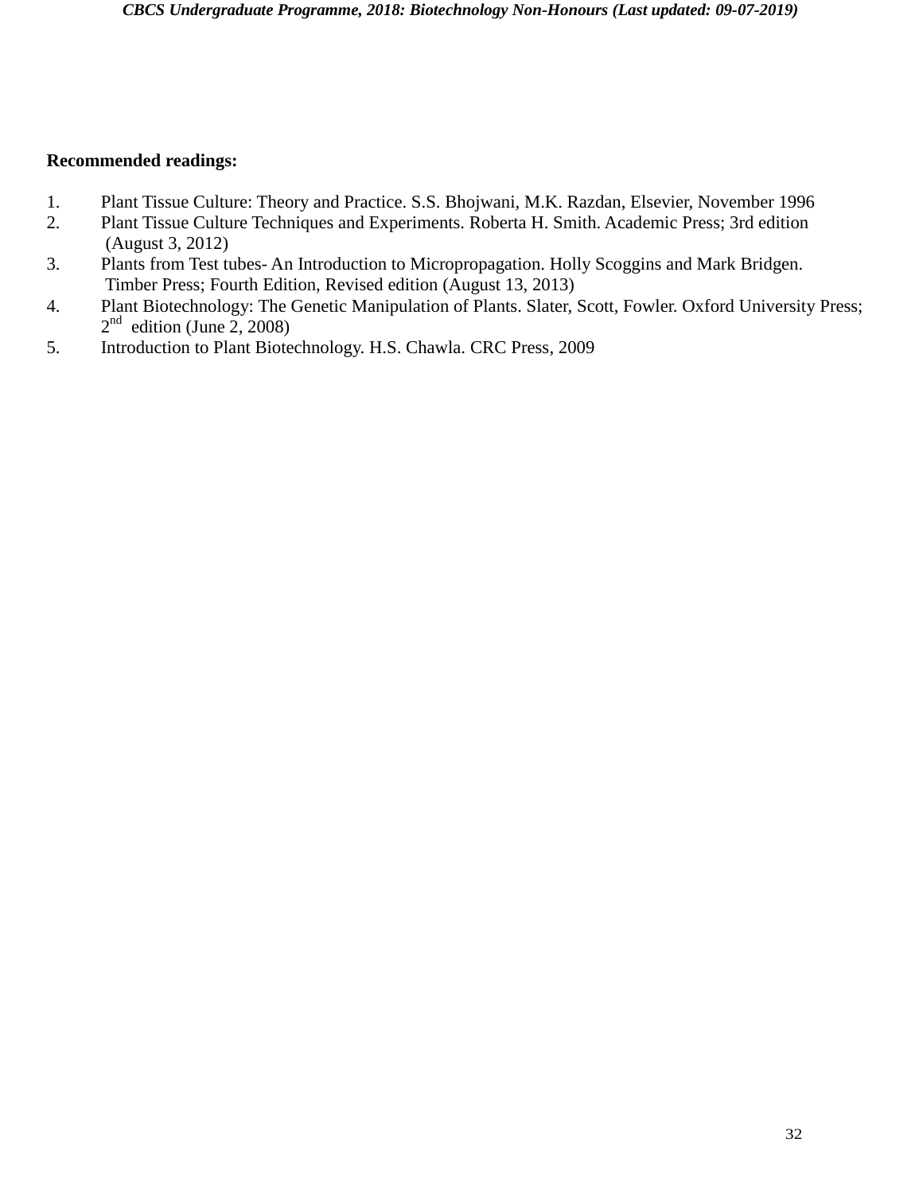**Recommended readings:**

1. Plant Tissue Culture: Theory and Practice. S.S. Bhojwani, M.K. Razdan, Elsevier, November 1996
2. Plant Tissue Culture Techniques and Experiments. Roberta H. Smith. Academic Press; 3rd edition (August 3, 2012)
3. Plants from Test tubes- An Introduction to Micropropagation. Holly Scoggins and Mark Bridgen. Timber Press; Fourth Edition, Revised edition (August 13, 2013)
4. Plant Biotechnology: The Genetic Manipulation of Plants. Slater, Scott, Fowler. Oxford University Press; 2nd edition (June 2, 2008)
5. Introduction to Plant Biotechnology. H.S. Chawla. CRC Press, 2009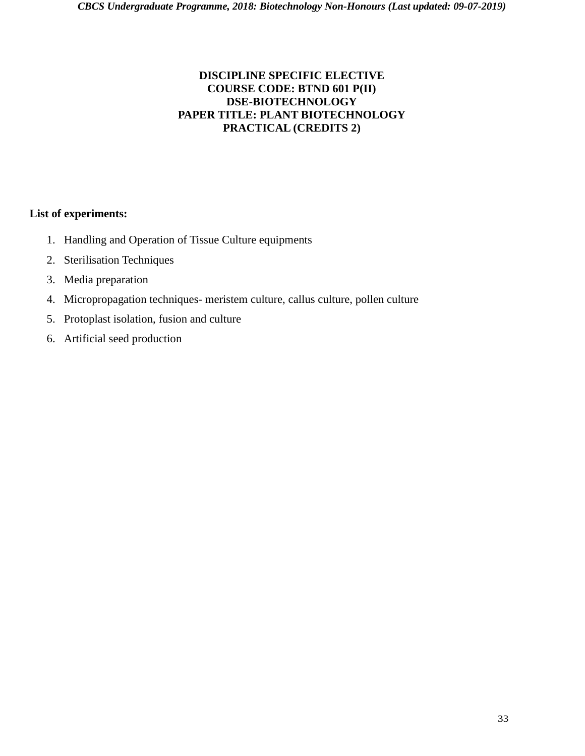**DISCIPLINE SPECIFIC ELECTIVE**
**COURSE CODE: BTND 601 P(II)**
**DSE-BIOTECHNOLOGY**
**PAPER TITLE: PLANT BIOTECHNOLOGY**
**PRACTICAL (CREDITS 2)**

**List of experiments:**

1. Handling and Operation of Tissue Culture equipments
2. Sterilisation Techniques
3. Media preparation
4. Micropropagation techniques- meristem culture, callus culture, pollen culture
5. Protoplast isolation, fusion and culture
6. Artificial seed production